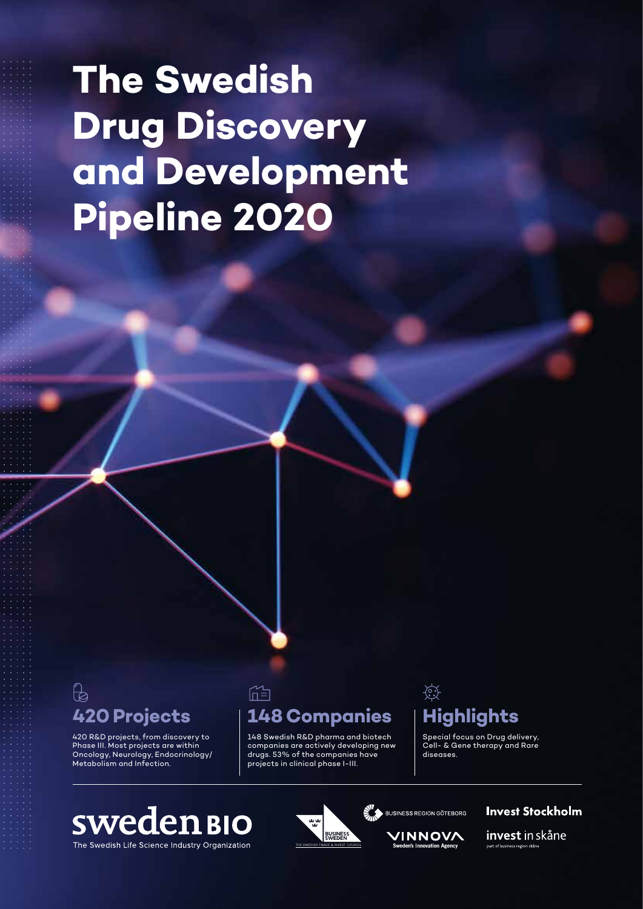# The Swedish Drug Discovery and Development Pipeline 2020

## 420 Projects

420 R&D projects, from discovery to Phase III. Most projects are within Oncology, Neurology, Endocrinology/Metabolism and Infection.

## 148 Companies

148 Swedish R&D pharma and biotech companies are actively developing new drugs. 53% of the companies have projects in clinical phase I-III.

## Highlights

Special focus on Drug delivery, Cell- & Gene therapy and Rare diseases.

swedenBIO
The Swedish Life Science Industry Organization

Business Sweden – The Swedish Trade & Invest Council

Business Region Göteborg

VINNOVA – Sweden's Innovation Agency

Invest Stockholm

invest in skåne – part of business region skåne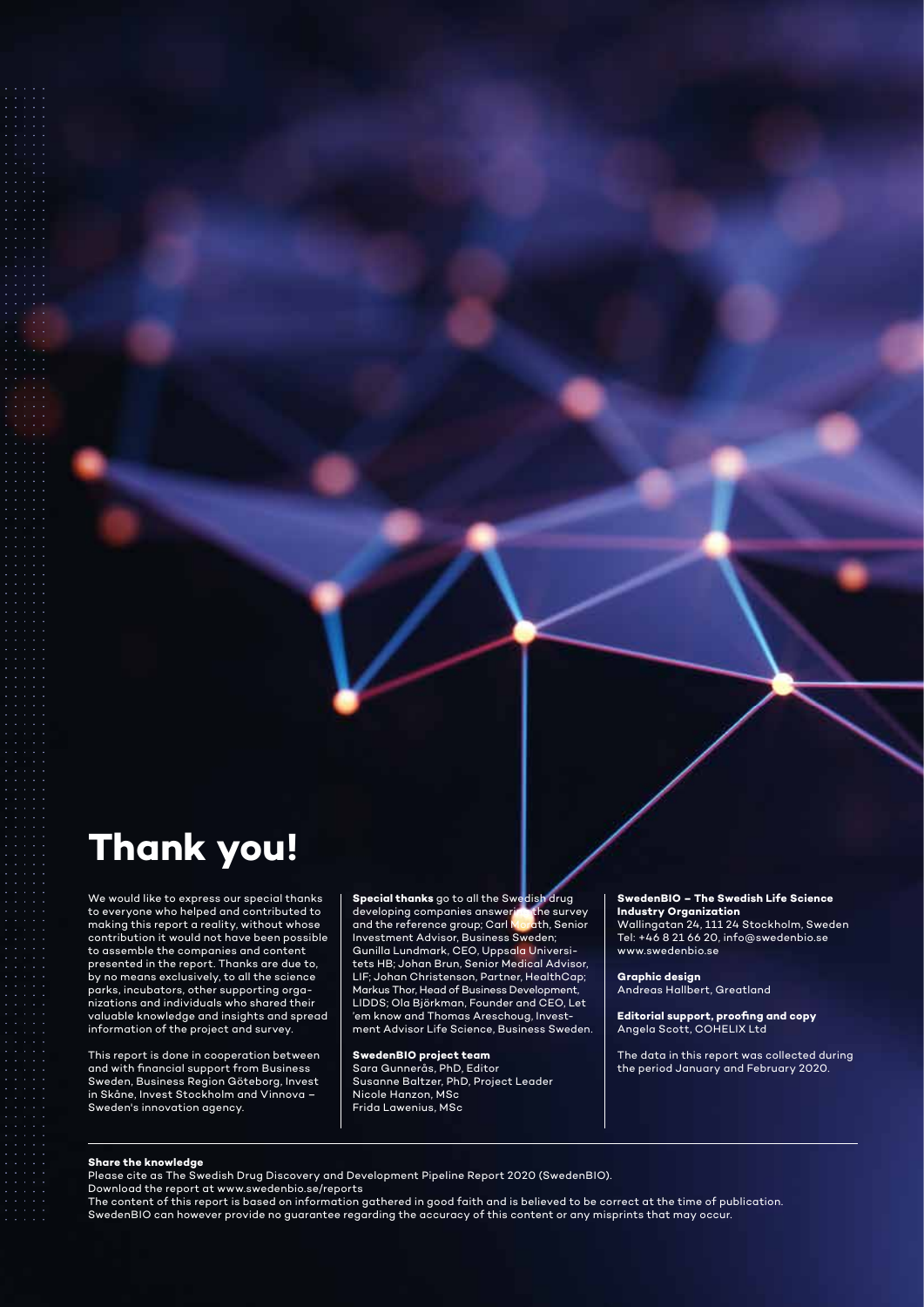# Thank you!

We would like to express our special thanks to everyone who helped and contributed to making this report a reality, without whose contribution it would not have been possible to assemble the companies and content presented in the report. Thanks are due to, by no means exclusively, to all the science parks, incubators, other supporting organizations and individuals who shared their valuable knowledge and insights and spread information of the project and survey.

This report is done in cooperation between and with financial support from Business Sweden, Business Region Göteborg, Invest in Skåne, Invest Stockholm and Vinnova – Sweden's innovation agency.

**Special thanks** go to all the Swedish drug developing companies answering the survey and the reference group; Carl Morath, Senior Investment Advisor, Business Sweden; Gunilla Lundmark, CEO, Uppsala Universitets HB; Johan Brun, Senior Medical Advisor, LIF; Johan Christenson, Partner, HealthCap; Markus Thor, Head of Business Development, LIDDS; Ola Björkman, Founder and CEO, Let 'em know and Thomas Areschoug, Investment Advisor Life Science, Business Sweden.

**SwedenBIO project team**
Sara Gunnerås, PhD, Editor
Susanne Baltzer, PhD, Project Leader
Nicole Hanzon, MSc
Frida Lawenius, MSc

**SwedenBIO – The Swedish Life Science Industry Organization**
Wallingatan 24, 111 24 Stockholm, Sweden
Tel: +46 8 21 66 20, info@swedenbio.se
www.swedenbio.se

**Graphic design**
Andreas Hallbert, Greatland

**Editorial support, proofing and copy**
Angela Scott, COHELIX Ltd

The data in this report was collected during the period January and February 2020.

**Share the knowledge**
Please cite as The Swedish Drug Discovery and Development Pipeline Report 2020 (SwedenBIO).
Download the report at www.swedenbio.se/reports
The content of this report is based on information gathered in good faith and is believed to be correct at the time of publication. SwedenBIO can however provide no guarantee regarding the accuracy of this content or any misprints that may occur.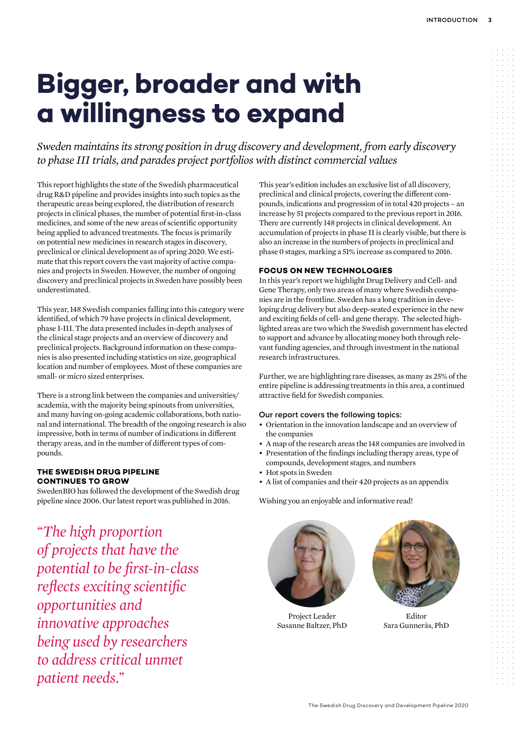# Bigger, broader and with a willingness to expand

*Sweden maintains its strong position in drug discovery and development, from early discovery to phase III trials, and parades project portfolios with distinct commercial values*

This report highlights the state of the Swedish pharmaceutical drug R&D pipeline and provides insights into such topics as the therapeutic areas being explored, the distribution of research projects in clinical phases, the number of potential first-in-class medicines, and some of the new areas of scientific opportunity being applied to advanced treatments. The focus is primarily on potential new medicines in research stages in discovery, preclinical or clinical development as of spring 2020. We estimate that this report covers the vast majority of active companies and projects in Sweden. However, the number of ongoing discovery and preclinical projects in Sweden have possibly been underestimated.

This year, 148 Swedish companies falling into this category were identified, of which 79 have projects in clinical development, phase I-III. The data presented includes in-depth analyses of the clinical stage projects and an overview of discovery and preclinical projects. Background information on these companies is also presented including statistics on size, geographical location and number of employees. Most of these companies are small- or micro sized enterprises.

There is a strong link between the companies and universities/academia, with the majority being spinouts from universities, and many having on-going academic collaborations, both national and international. The breadth of the ongoing research is also impressive, both in terms of number of indications in different therapy areas, and in the number of different types of compounds.

### THE SWEDISH DRUG PIPELINE CONTINUES TO GROW

SwedenBIO has followed the development of the Swedish drug pipeline since 2006. Our latest report was published in 2016.

*"The high proportion of projects that have the potential to be first-in-class reflects exciting scientific opportunities and innovative approaches being used by researchers to address critical unmet patient needs."*

This year's edition includes an exclusive list of all discovery, preclinical and clinical projects, covering the different compounds, indications and progression of in total 420 projects – an increase by 51 projects compared to the previous report in 2016. There are currently 148 projects in clinical development. An accumulation of projects in phase II is clearly visible, but there is also an increase in the numbers of projects in preclinical and phase 0 stages, marking a 51% increase as compared to 2016.

### FOCUS ON NEW TECHNOLOGIES

In this year's report we highlight Drug Delivery and Cell- and Gene Therapy, only two areas of many where Swedish companies are in the frontline. Sweden has a long tradition in developing drug delivery but also deep-seated experience in the new and exciting fields of cell- and gene therapy. The selected highlighted areas are two which the Swedish government has elected to support and advance by allocating money both through relevant funding agencies, and through investment in the national research infrastructures.

Further, we are highlighting rare diseases, as many as 25% of the entire pipeline is addressing treatments in this area, a continued attractive field for Swedish companies.

#### Our report covers the following topics:

- Orientation in the innovation landscape and an overview of the companies
- A map of the research areas the 148 companies are involved in
- Presentation of the findings including therapy areas, type of compounds, development stages, and numbers
- Hot spots in Sweden
- A list of companies and their 420 projects as an appendix

Wishing you an enjoyable and informative read!

Project Leader
Susanne Baltzer, PhD

Editor
Sara Gunnerås, PhD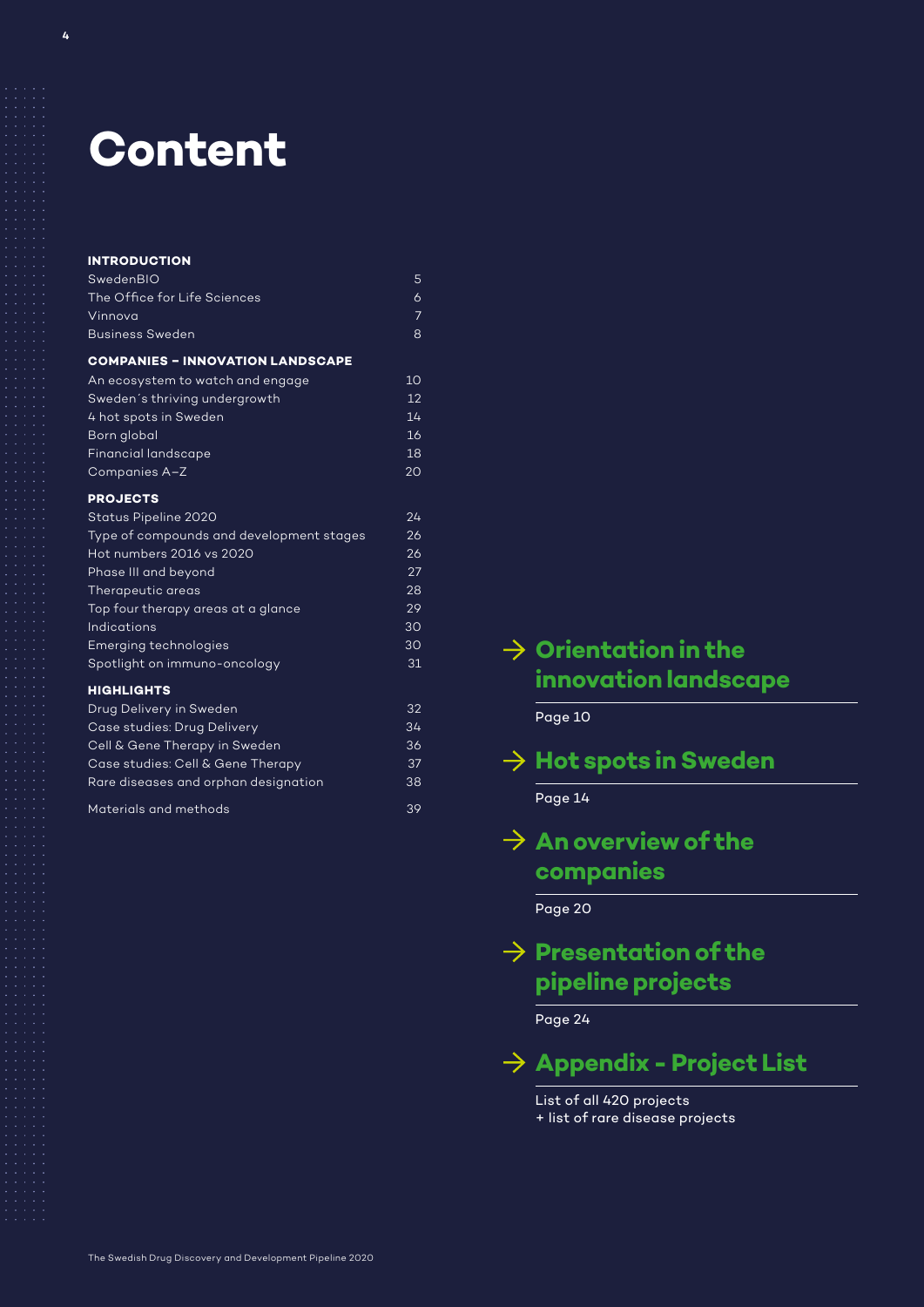# Content

| **INTRODUCTION** | |
|---|---|
| SwedenBIO | 5 |
| The Office for Life Sciences | 6 |
| Vinnova | 7 |
| Business Sweden | 8 |
| **COMPANIES – INNOVATION LANDSCAPE** | |
| An ecosystem to watch and engage | 10 |
| Sweden´s thriving undergrowth | 12 |
| 4 hot spots in Sweden | 14 |
| Born global | 16 |
| Financial landscape | 18 |
| Companies A–Z | 20 |
| **PROJECTS** | |
| Status Pipeline 2020 | 24 |
| Type of compounds and development stages | 26 |
| Hot numbers 2016 vs 2020 | 26 |
| Phase III and beyond | 27 |
| Therapeutic areas | 28 |
| Top four therapy areas at a glance | 29 |
| Indications | 30 |
| Emerging technologies | 30 |
| Spotlight on immuno-oncology | 31 |
| **HIGHLIGHTS** | |
| Drug Delivery in Sweden | 32 |
| Case studies: Drug Delivery | 34 |
| Cell & Gene Therapy in Sweden | 36 |
| Case studies: Cell & Gene Therapy | 37 |
| Rare diseases and orphan designation | 38 |
| Materials and methods | 39 |

## → Orientation in the innovation landscape

Page 10

## → Hot spots in Sweden

Page 14

## → An overview of the companies

Page 20

## → Presentation of the pipeline projects

Page 24

## → Appendix - Project List

List of all 420 projects
+ list of rare disease projects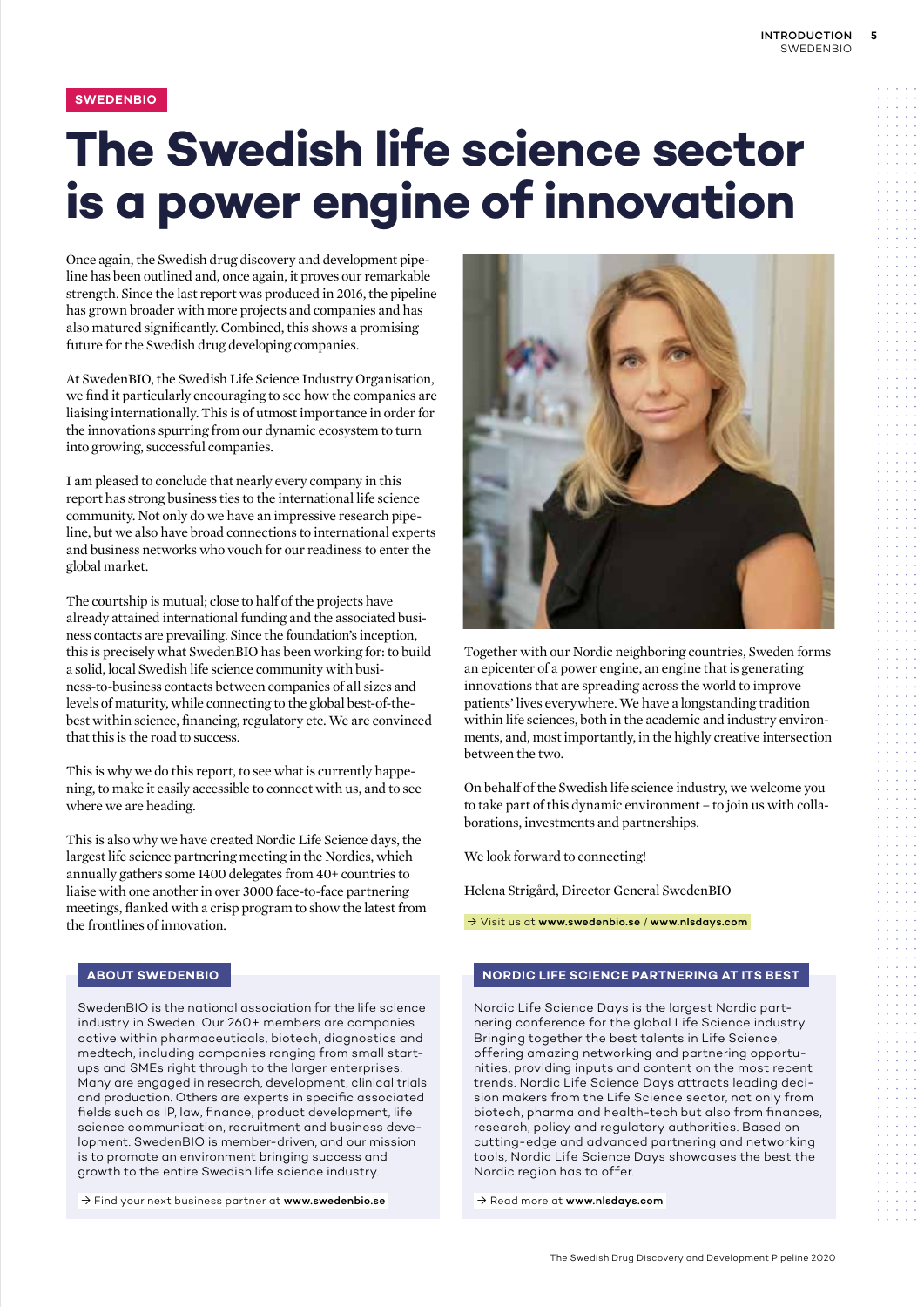SWEDENBIO

# The Swedish life science sector is a power engine of innovation

Once again, the Swedish drug discovery and development pipeline has been outlined and, once again, it proves our remarkable strength. Since the last report was produced in 2016, the pipeline has grown broader with more projects and companies and has also matured significantly. Combined, this shows a promising future for the Swedish drug developing companies.

At SwedenBIO, the Swedish Life Science Industry Organisation, we find it particularly encouraging to see how the companies are liaising internationally. This is of utmost importance in order for the innovations spurring from our dynamic ecosystem to turn into growing, successful companies.

I am pleased to conclude that nearly every company in this report has strong business ties to the international life science community. Not only do we have an impressive research pipeline, but we also have broad connections to international experts and business networks who vouch for our readiness to enter the global market.

The courtship is mutual; close to half of the projects have already attained international funding and the associated business contacts are prevailing. Since the foundation's inception, this is precisely what SwedenBIO has been working for: to build a solid, local Swedish life science community with business-to-business contacts between companies of all sizes and levels of maturity, while connecting to the global best-of-the-best within science, financing, regulatory etc. We are convinced that this is the road to success.

This is why we do this report, to see what is currently happening, to make it easily accessible to connect with us, and to see where we are heading.

This is also why we have created Nordic Life Science days, the largest life science partnering meeting in the Nordics, which annually gathers some 1400 delegates from 40+ countries to liaise with one another in over 3000 face-to-face partnering meetings, flanked with a crisp program to show the latest from the frontlines of innovation.

Together with our Nordic neighboring countries, Sweden forms an epicenter of a power engine, an engine that is generating innovations that are spreading across the world to improve patients' lives everywhere. We have a longstanding tradition within life sciences, both in the academic and industry environments, and, most importantly, in the highly creative intersection between the two.

On behalf of the Swedish life science industry, we welcome you to take part of this dynamic environment – to join us with collaborations, investments and partnerships.

We look forward to connecting!

Helena Strigård, Director General SwedenBIO

→ Visit us at **www.swedenbio.se** / **www.nlsdays.com**

## ABOUT SWEDENBIO

SwedenBIO is the national association for the life science industry in Sweden. Our 260+ members are companies active within pharmaceuticals, biotech, diagnostics and medtech, including companies ranging from small start-ups and SMEs right through to the larger enterprises. Many are engaged in research, development, clinical trials and production. Others are experts in specific associated fields such as IP, law, finance, product development, life science communication, recruitment and business development. SwedenBIO is member-driven, and our mission is to promote an environment bringing success and growth to the entire Swedish life science industry.

→ Find your next business partner at **www.swedenbio.se**

## NORDIC LIFE SCIENCE PARTNERING AT ITS BEST

Nordic Life Science Days is the largest Nordic partnering conference for the global Life Science industry. Bringing together the best talents in Life Science, offering amazing networking and partnering opportunities, providing inputs and content on the most recent trends. Nordic Life Science Days attracts leading decision makers from the Life Science sector, not only from biotech, pharma and health-tech but also from finances, research, policy and regulatory authorities. Based on cutting-edge and advanced partnering and networking tools, Nordic Life Science Days showcases the best the Nordic region has to offer.

→ Read more at **www.nlsdays.com**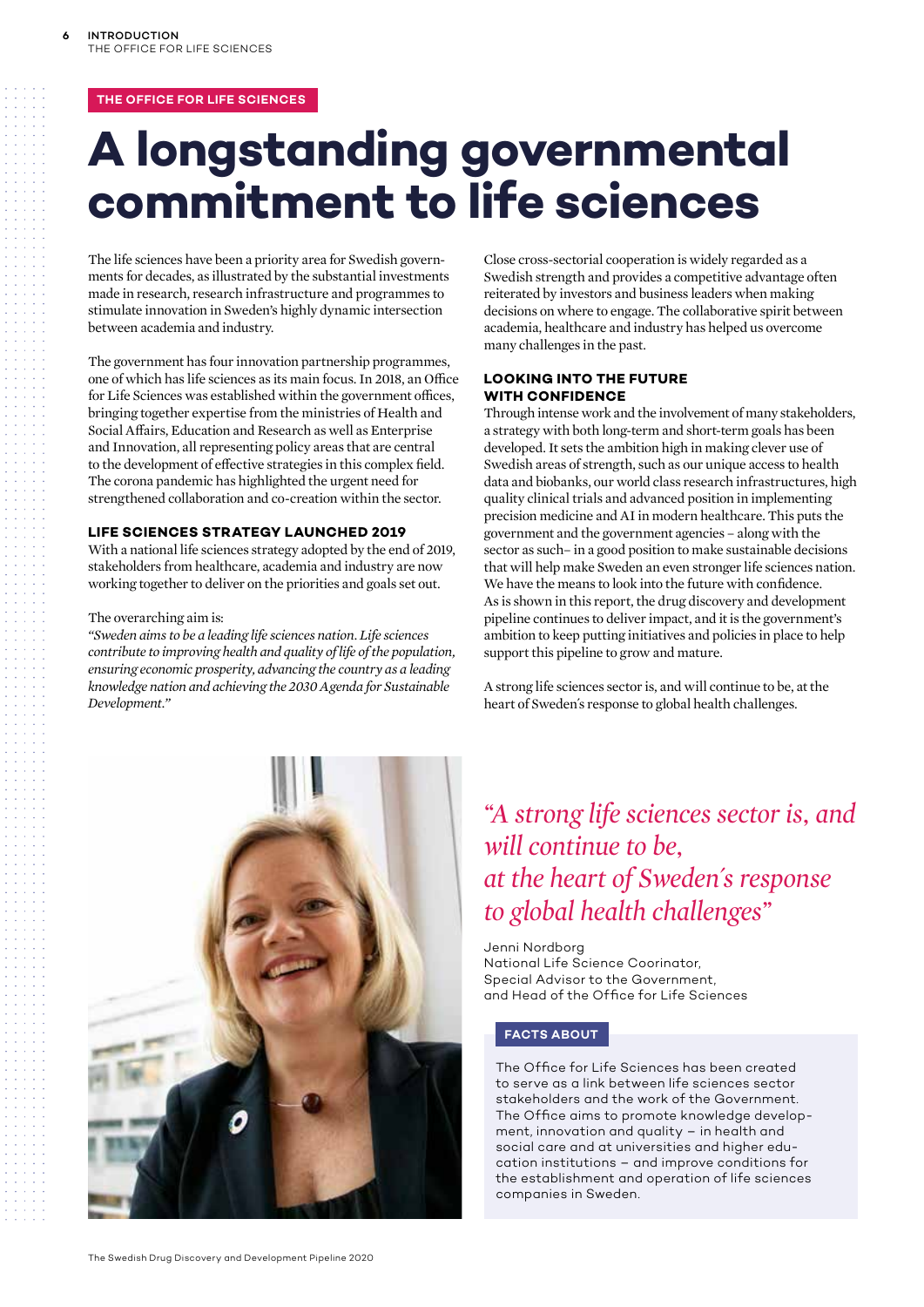THE OFFICE FOR LIFE SCIENCES

# A longstanding governmental commitment to life sciences

The life sciences have been a priority area for Swedish governments for decades, as illustrated by the substantial investments made in research, research infrastructure and programmes to stimulate innovation in Sweden's highly dynamic intersection between academia and industry.

The government has four innovation partnership programmes, one of which has life sciences as its main focus. In 2018, an Office for Life Sciences was established within the government offices, bringing together expertise from the ministries of Health and Social Affairs, Education and Research as well as Enterprise and Innovation, all representing policy areas that are central to the development of effective strategies in this complex field. The corona pandemic has highlighted the urgent need for strengthened collaboration and co-creation within the sector.

### LIFE SCIENCES STRATEGY LAUNCHED 2019

With a national life sciences strategy adopted by the end of 2019, stakeholders from healthcare, academia and industry are now working together to deliver on the priorities and goals set out.

The overarching aim is:
*"Sweden aims to be a leading life sciences nation. Life sciences contribute to improving health and quality of life of the population, ensuring economic prosperity, advancing the country as a leading knowledge nation and achieving the 2030 Agenda for Sustainable Development."*

Close cross-sectorial cooperation is widely regarded as a Swedish strength and provides a competitive advantage often reiterated by investors and business leaders when making decisions on where to engage. The collaborative spirit between academia, healthcare and industry has helped us overcome many challenges in the past.

### LOOKING INTO THE FUTURE WITH CONFIDENCE

Through intense work and the involvement of many stakeholders, a strategy with both long-term and short-term goals has been developed. It sets the ambition high in making clever use of Swedish areas of strength, such as our unique access to health data and biobanks, our world class research infrastructures, high quality clinical trials and advanced position in implementing precision medicine and AI in modern healthcare. This puts the government and the government agencies – along with the sector as such– in a good position to make sustainable decisions that will help make Sweden an even stronger life sciences nation. We have the means to look into the future with confidence. As is shown in this report, the drug discovery and development pipeline continues to deliver impact, and it is the government's ambition to keep putting initiatives and policies in place to help support this pipeline to grow and mature.

A strong life sciences sector is, and will continue to be, at the heart of Sweden's response to global health challenges.

*"A strong life sciences sector is, and will continue to be, at the heart of Sweden's response to global health challenges"*

Jenni Nordborg
National Life Science Coorinator,
Special Advisor to the Government,
and Head of the Office for Life Sciences

**FACTS ABOUT**

The Office for Life Sciences has been created to serve as a link between life sciences sector stakeholders and the work of the Government. The Office aims to promote knowledge development, innovation and quality – in health and social care and at universities and higher education institutions – and improve conditions for the establishment and operation of life sciences companies in Sweden.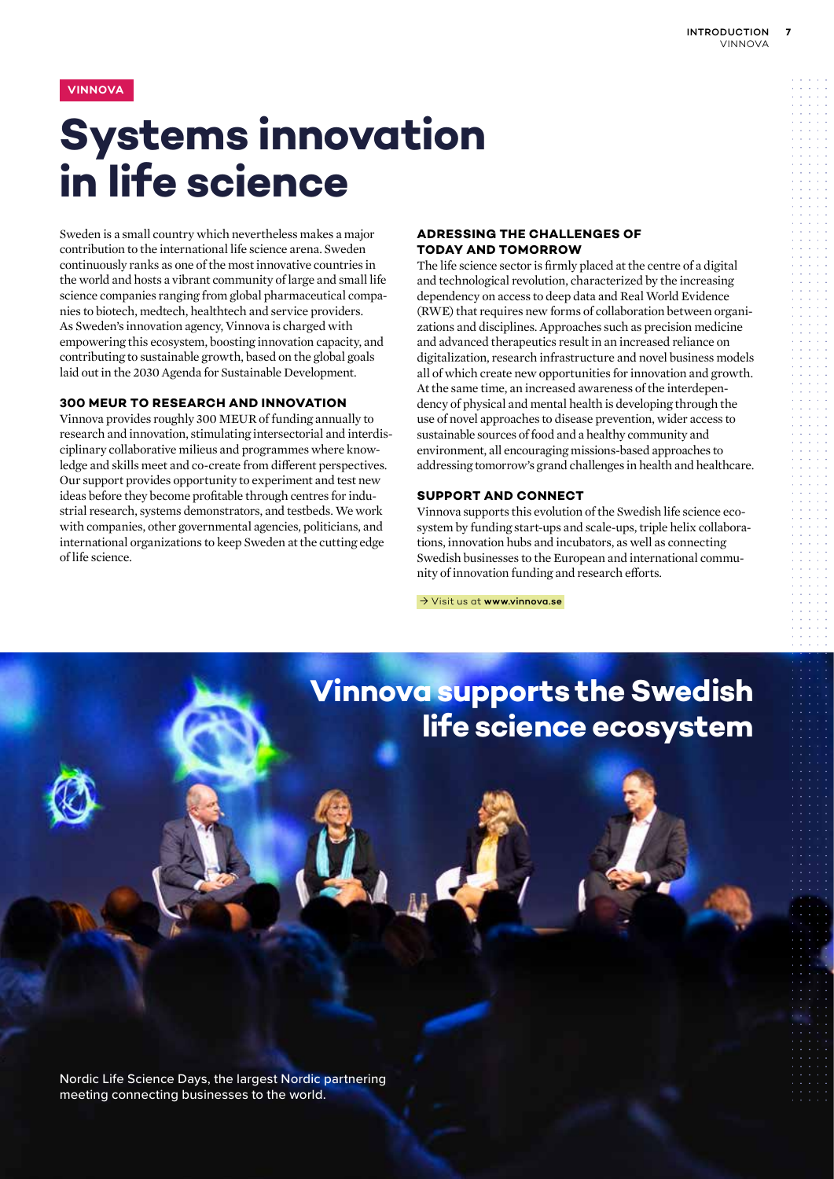VINNOVA

# Systems innovation in life science

Sweden is a small country which nevertheless makes a major contribution to the international life science arena. Sweden continuously ranks as one of the most innovative countries in the world and hosts a vibrant community of large and small life science companies ranging from global pharmaceutical companies to biotech, medtech, healthtech and service providers. As Sweden's innovation agency, Vinnova is charged with empowering this ecosystem, boosting innovation capacity, and contributing to sustainable growth, based on the global goals laid out in the 2030 Agenda for Sustainable Development.

### 300 MEUR TO RESEARCH AND INNOVATION

Vinnova provides roughly 300 MEUR of funding annually to research and innovation, stimulating intersectorial and interdisciplinary collaborative milieus and programmes where knowledge and skills meet and co-create from different perspectives. Our support provides opportunity to experiment and test new ideas before they become profitable through centres for industrial research, systems demonstrators, and testbeds. We work with companies, other governmental agencies, politicians, and international organizations to keep Sweden at the cutting edge of life science.

### ADRESSING THE CHALLENGES OF TODAY AND TOMORROW

The life science sector is firmly placed at the centre of a digital and technological revolution, characterized by the increasing dependency on access to deep data and Real World Evidence (RWE) that requires new forms of collaboration between organizations and disciplines. Approaches such as precision medicine and advanced therapeutics result in an increased reliance on digitalization, research infrastructure and novel business models all of which create new opportunities for innovation and growth. At the same time, an increased awareness of the interdependency of physical and mental health is developing through the use of novel approaches to disease prevention, wider access to sustainable sources of food and a healthy community and environment, all encouraging missions-based approaches to addressing tomorrow's grand challenges in health and healthcare.

### SUPPORT AND CONNECT

Vinnova supports this evolution of the Swedish life science ecosystem by funding start-ups and scale-ups, triple helix collaborations, innovation hubs and incubators, as well as connecting Swedish businesses to the European and international community of innovation funding and research efforts.

→ Visit us at **www.vinnova.se**

## Vinnova supports the Swedish life science ecosystem

Nordic Life Science Days, the largest Nordic partnering meeting connecting businesses to the world.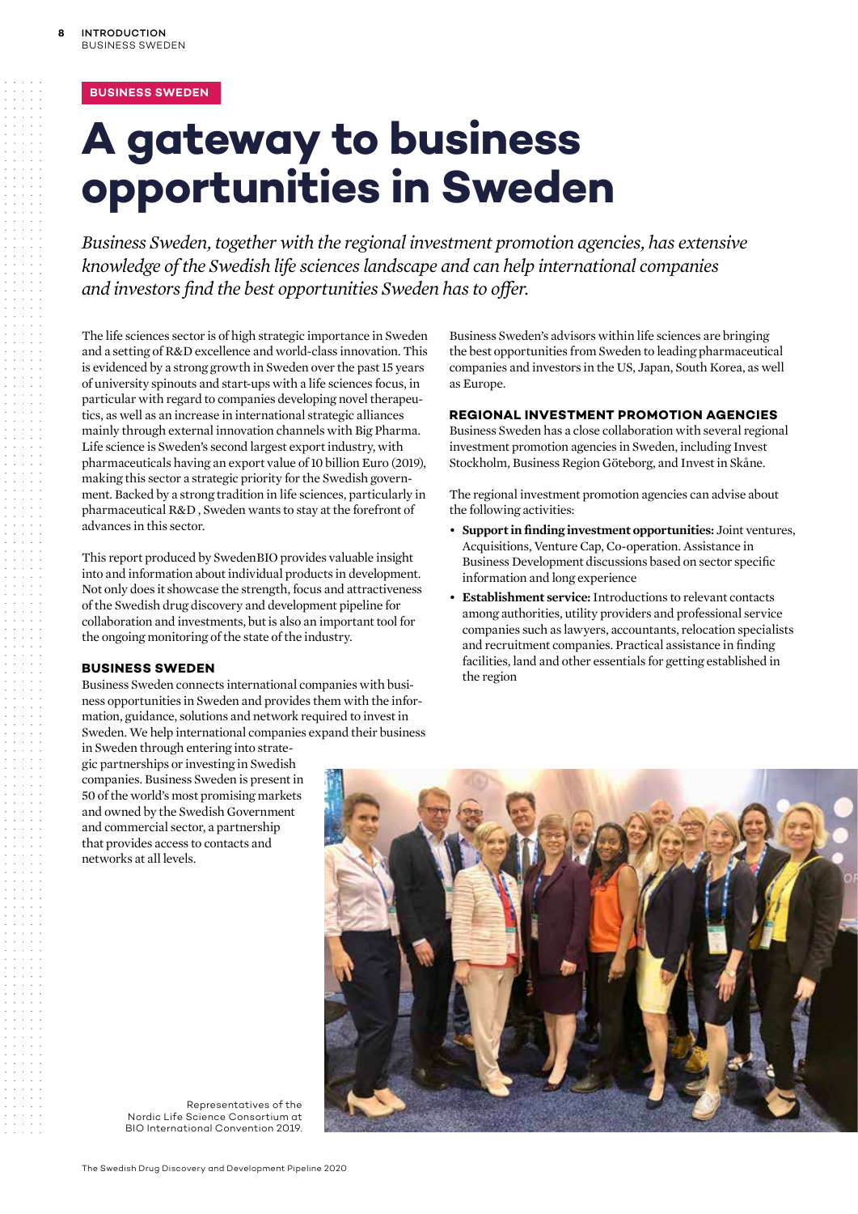BUSINESS SWEDEN

# A gateway to business opportunities in Sweden

*Business Sweden, together with the regional investment promotion agencies, has extensive knowledge of the Swedish life sciences landscape and can help international companies and investors find the best opportunities Sweden has to offer.*

The life sciences sector is of high strategic importance in Sweden and a setting of R&D excellence and world-class innovation. This is evidenced by a strong growth in Sweden over the past 15 years of university spinouts and start-ups with a life sciences focus, in particular with regard to companies developing novel therapeutics, as well as an increase in international strategic alliances mainly through external innovation channels with Big Pharma. Life science is Sweden's second largest export industry, with pharmaceuticals having an export value of 10 billion Euro (2019), making this sector a strategic priority for the Swedish government. Backed by a strong tradition in life sciences, particularly in pharmaceutical R&D , Sweden wants to stay at the forefront of advances in this sector.

This report produced by SwedenBIO provides valuable insight into and information about individual products in development. Not only does it showcase the strength, focus and attractiveness of the Swedish drug discovery and development pipeline for collaboration and investments, but is also an important tool for the ongoing monitoring of the state of the industry.

## BUSINESS SWEDEN

Business Sweden connects international companies with business opportunities in Sweden and provides them with the information, guidance, solutions and network required to invest in Sweden. We help international companies expand their business in Sweden through entering into strategic partnerships or investing in Swedish companies. Business Sweden is present in 50 of the world's most promising markets and owned by the Swedish Government and commercial sector, a partnership that provides access to contacts and networks at all levels.

Business Sweden's advisors within life sciences are bringing the best opportunities from Sweden to leading pharmaceutical companies and investors in the US, Japan, South Korea, as well as Europe.

## REGIONAL INVESTMENT PROMOTION AGENCIES

Business Sweden has a close collaboration with several regional investment promotion agencies in Sweden, including Invest Stockholm, Business Region Göteborg, and Invest in Skåne.

The regional investment promotion agencies can advise about the following activities:

- **Support in finding investment opportunities:** Joint ventures, Acquisitions, Venture Cap, Co-operation. Assistance in Business Development discussions based on sector specific information and long experience
- **Establishment service:** Introductions to relevant contacts among authorities, utility providers and professional service companies such as lawyers, accountants, relocation specialists and recruitment companies. Practical assistance in finding facilities, land and other essentials for getting established in the region

Representatives of the Nordic Life Science Consortium at BIO International Convention 2019.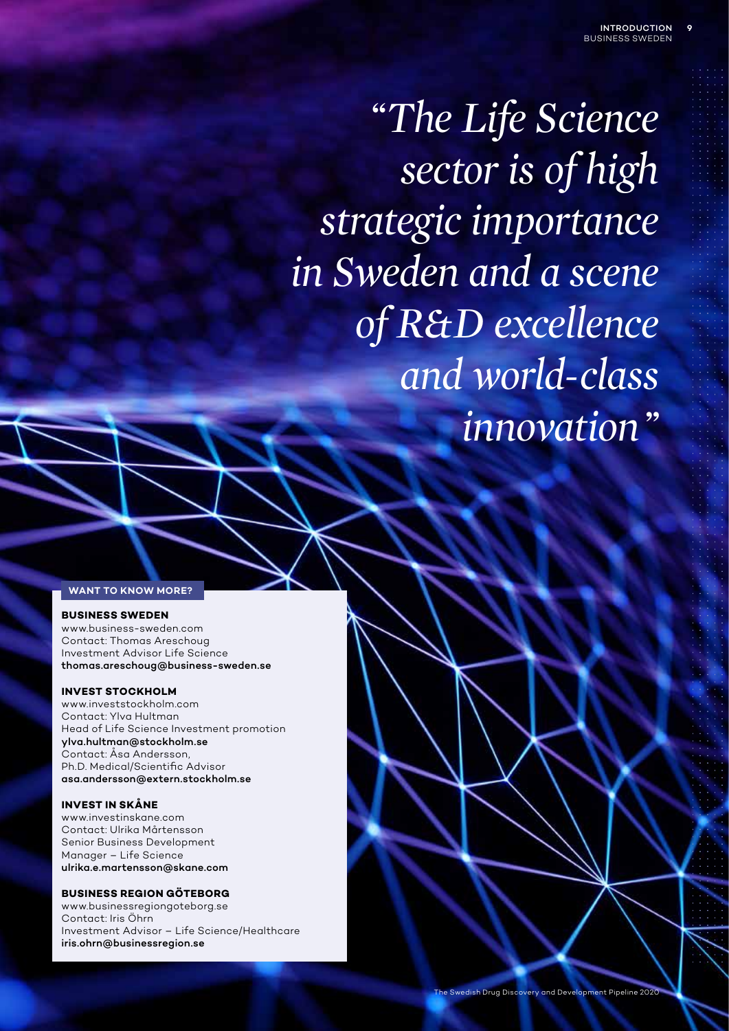*"The Life Science sector is of high strategic importance in Sweden and a scene of R&D excellence and world-class innovation"*

**WANT TO KNOW MORE?**

**BUSINESS SWEDEN**
www.business-sweden.com
Contact: Thomas Areschoug
Investment Advisor Life Science
**thomas.areschoug@business-sweden.se**

**INVEST STOCKHOLM**
www.investstockholm.com
Contact: Ylva Hultman
Head of Life Science Investment promotion
**ylva.hultman@stockholm.se**
Contact: Åsa Andersson,
Ph.D. Medical/Scientific Advisor
**asa.andersson@extern.stockholm.se**

**INVEST IN SKÅNE**
www.investinskane.com
Contact: Ulrika Mårtensson
Senior Business Development
Manager – Life Science
**ulrika.e.martensson@skane.com**

**BUSINESS REGION GÖTEBORG**
www.businessregiongoteborg.se
Contact: Iris Öhrn
Investment Advisor – Life Science/Healthcare
**iris.ohrn@businessregion.se**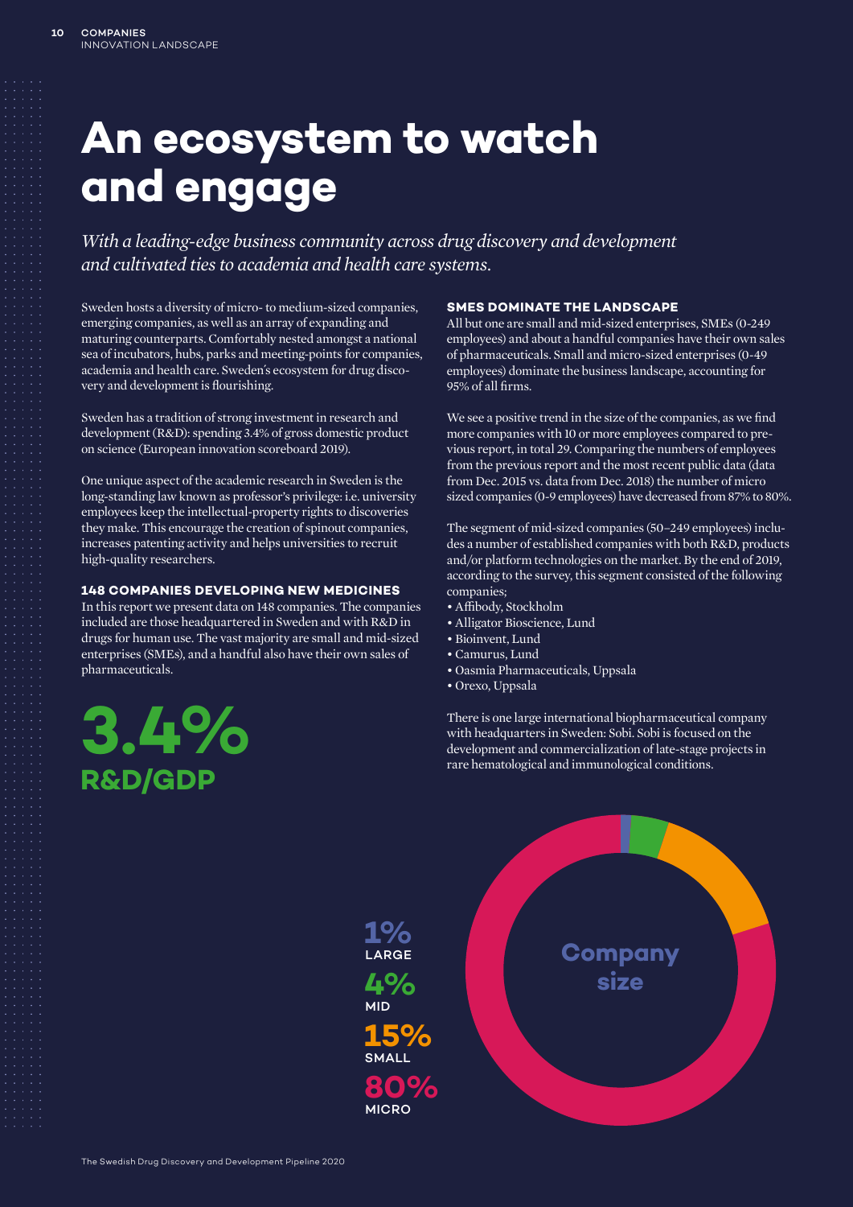# An ecosystem to watch and engage

*With a leading-edge business community across drug discovery and development and cultivated ties to academia and health care systems.*

Sweden hosts a diversity of micro- to medium-sized companies, emerging companies, as well as an array of expanding and maturing counterparts. Comfortably nested amongst a national sea of incubators, hubs, parks and meeting-points for companies, academia and health care. Sweden's ecosystem for drug discovery and development is flourishing.

Sweden has a tradition of strong investment in research and development (R&D): spending 3.4% of gross domestic product on science (European innovation scoreboard 2019).

One unique aspect of the academic research in Sweden is the long-standing law known as professor's privilege: i.e. university employees keep the intellectual-property rights to discoveries they make. This encourage the creation of spinout companies, increases patenting activity and helps universities to recruit high-quality researchers.

### 148 COMPANIES DEVELOPING NEW MEDICINES

In this report we present data on 148 companies. The companies included are those headquartered in Sweden and with R&D in drugs for human use. The vast majority are small and mid-sized enterprises (SMEs), and a handful also have their own sales of pharmaceuticals.

**3.4%**
**R&D/GDP**

### SMES DOMINATE THE LANDSCAPE

All but one are small and mid-sized enterprises, SMEs (0-249 employees) and about a handful companies have their own sales of pharmaceuticals. Small and micro-sized enterprises (0-49 employees) dominate the business landscape, accounting for 95% of all firms.

We see a positive trend in the size of the companies, as we find more companies with 10 or more employees compared to previous report, in total 29. Comparing the numbers of employees from the previous report and the most recent public data (data from Dec. 2015 vs. data from Dec. 2018) the number of micro sized companies (0-9 employees) have decreased from 87% to 80%.

The segment of mid-sized companies (50–249 employees) includes a number of established companies with both R&D, products and/or platform technologies on the market. By the end of 2019, according to the survey, this segment consisted of the following companies;

- Affibody, Stockholm
- Alligator Bioscience, Lund
- Bioinvent, Lund
- Camurus, Lund
- Oasmia Pharmaceuticals, Uppsala
- Orexo, Uppsala

There is one large international biopharmaceutical company with headquarters in Sweden: Sobi. Sobi is focused on the development and commercialization of late-stage projects in rare hematological and immunological conditions.

**Company size**

- 1% LARGE
- 4% MID
- 15% SMALL
- 80% MICRO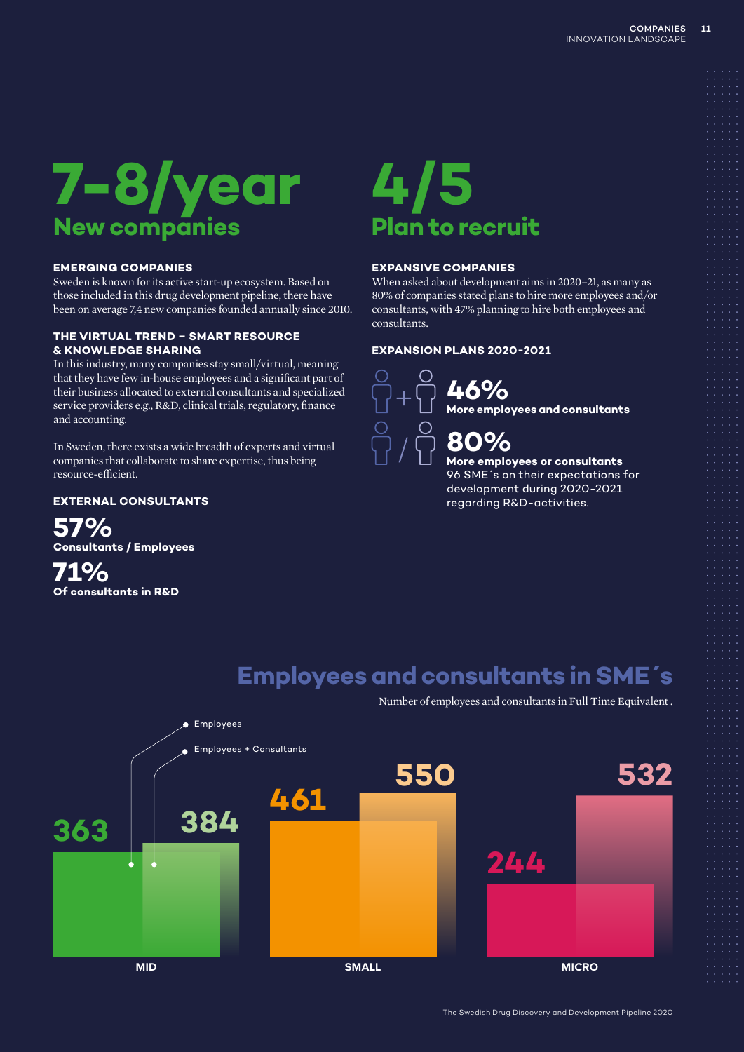# 7–8/year
## New companies

### EMERGING COMPANIES

Sweden is known for its active start-up ecosystem. Based on those included in this drug development pipeline, there have been on average 7,4 new companies founded annually since 2010.

### THE VIRTUAL TREND – SMART RESOURCE & KNOWLEDGE SHARING

In this industry, many companies stay small/virtual, meaning that they have few in-house employees and a significant part of their business allocated to external consultants and specialized service providers e.g., R&D, clinical trials, regulatory, finance and accounting.

In Sweden, there exists a wide breadth of experts and virtual companies that collaborate to share expertise, thus being resource-efficient.

### EXTERNAL CONSULTANTS

**57%**
**Consultants / Employees**

**71%**
**Of consultants in R&D**

# 4/5
## Plan to recruit

### EXPANSIVE COMPANIES

When asked about development aims in 2020–21, as many as 80% of companies stated plans to hire more employees and/or consultants, with 47% planning to hire both employees and consultants.

### EXPANSION PLANS 2020-2021

**46%**
**More employees and consultants**

**80%**
**More employees or consultants**
96 SME´s on their expectations for development during 2020-2021 regarding R&D-activities.

## Employees and consultants in SME´s

Number of employees and consultants in Full Time Equivalent.

| | MID | SMALL | MICRO |
|---|---|---|---|
| Employees | 363 | 461 | 244 |
| Employees + Consultants | 384 | 550 | 532 |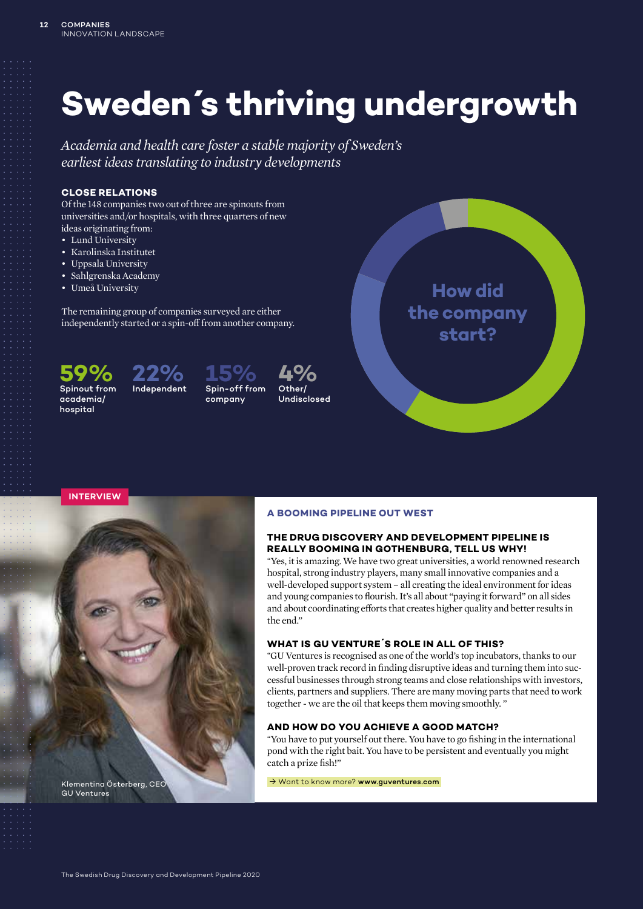# Sweden´s thriving undergrowth

*Academia and health care foster a stable majority of Sweden's earliest ideas translating to industry developments*

**CLOSE RELATIONS**

Of the 148 companies two out of three are spinouts from universities and/or hospitals, with three quarters of new ideas originating from:

- Lund University
- Karolinska Institutet
- Uppsala University
- Sahlgrenska Academy
- Umeå University

The remaining group of companies surveyed are either independently started or a spin-off from another company.

**59%** Spinout from academia/ hospital

**22%** Independent

**15%** Spin-off from company

**4%** Other/ Undisclosed

**How did the company start?**

INTERVIEW

## A BOOMING PIPELINE OUT WEST

### THE DRUG DISCOVERY AND DEVELOPMENT PIPELINE IS REALLY BOOMING IN GOTHENBURG, TELL US WHY!

"Yes, it is amazing. We have two great universities, a world renowned research hospital, strong industry players, many small innovative companies and a well-developed support system – all creating the ideal environment for ideas and young companies to flourish. It's all about "paying it forward" on all sides and about coordinating efforts that creates higher quality and better results in the end."

### WHAT IS GU VENTURE´S ROLE IN ALL OF THIS?

"GU Ventures is recognised as one of the world's top incubators, thanks to our well-proven track record in finding disruptive ideas and turning them into successful businesses through strong teams and close relationships with investors, clients, partners and suppliers. There are many moving parts that need to work together - we are the oil that keeps them moving smoothly. "

### AND HOW DO YOU ACHIEVE A GOOD MATCH?

"You have to put yourself out there. You have to go fishing in the international pond with the right bait. You have to be persistent and eventually you might catch a prize fish!"

→ Want to know more? **www.guventures.com**

Klementina Österberg, CEO GU Ventures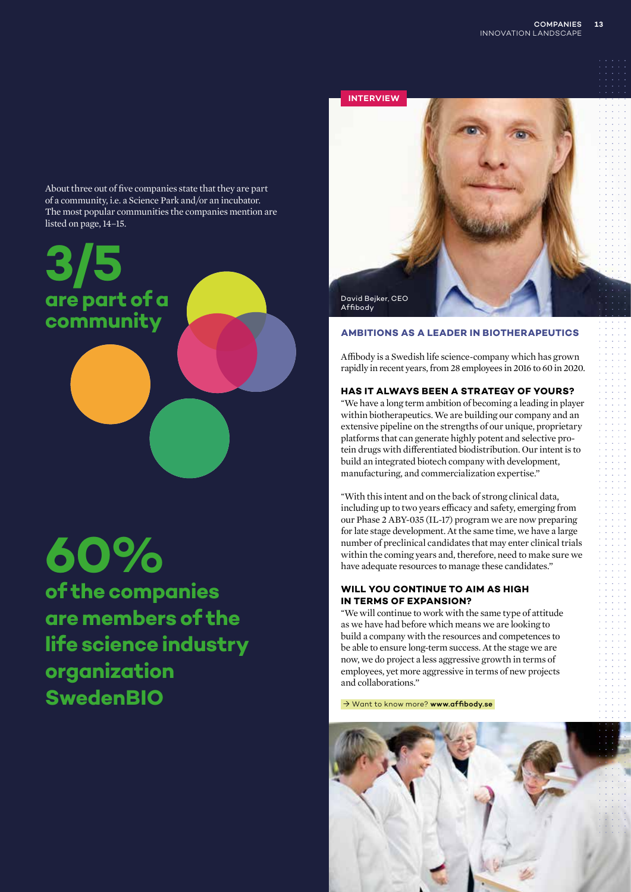About three out of five companies state that they are part of a community, i.e. a Science Park and/or an incubator. The most popular communities the companies mention are listed on page, 14–15.

**3/5**
**are part of a community**

**60%**
**of the companies are members of the life science industry organization SwedenBIO**

INTERVIEW

David Bejker, CEO
Affibody

## AMBITIONS AS A LEADER IN BIOTHERAPEUTICS

Affibody is a Swedish life science-company which has grown rapidly in recent years, from 28 employees in 2016 to 60 in 2020.

### HAS IT ALWAYS BEEN A STRATEGY OF YOURS?

"We have a long term ambition of becoming a leading in player within biotherapeutics. We are building our company and an extensive pipeline on the strengths of our unique, proprietary platforms that can generate highly potent and selective protein drugs with differentiated biodistribution. Our intent is to build an integrated biotech company with development, manufacturing, and commercialization expertise."

"With this intent and on the back of strong clinical data, including up to two years efficacy and safety, emerging from our Phase 2 ABY-035 (IL-17) program we are now preparing for late stage development. At the same time, we have a large number of preclinical candidates that may enter clinical trials within the coming years and, therefore, need to make sure we have adequate resources to manage these candidates."

### WILL YOU CONTINUE TO AIM AS HIGH IN TERMS OF EXPANSION?

"We will continue to work with the same type of attitude as we have had before which means we are looking to build a company with the resources and competences to be able to ensure long-term success. At the stage we are now, we do project a less aggressive growth in terms of employees, yet more aggressive in terms of new projects and collaborations."

→ Want to know more? **www.affibody.se**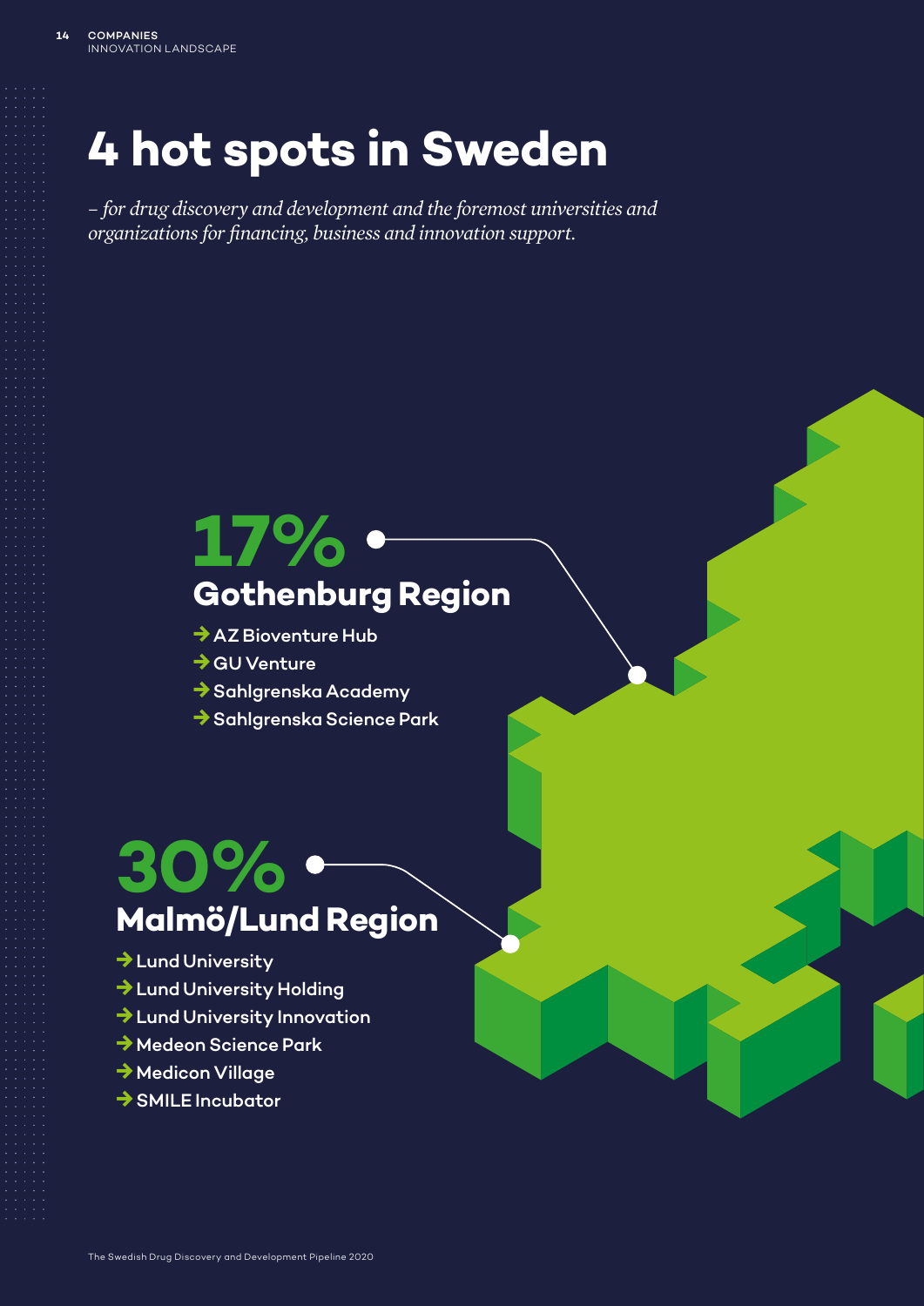# 4 hot spots in Sweden

*– for drug discovery and development and the foremost universities and organizations for financing, business and innovation support.*

## 17%

### Gothenburg Region

- AZ Bioventure Hub
- GU Venture
- Sahlgrenska Academy
- Sahlgrenska Science Park

## 30%

### Malmö/Lund Region

- Lund University
- Lund University Holding
- Lund University Innovation
- Medeon Science Park
- Medicon Village
- SMILE Incubator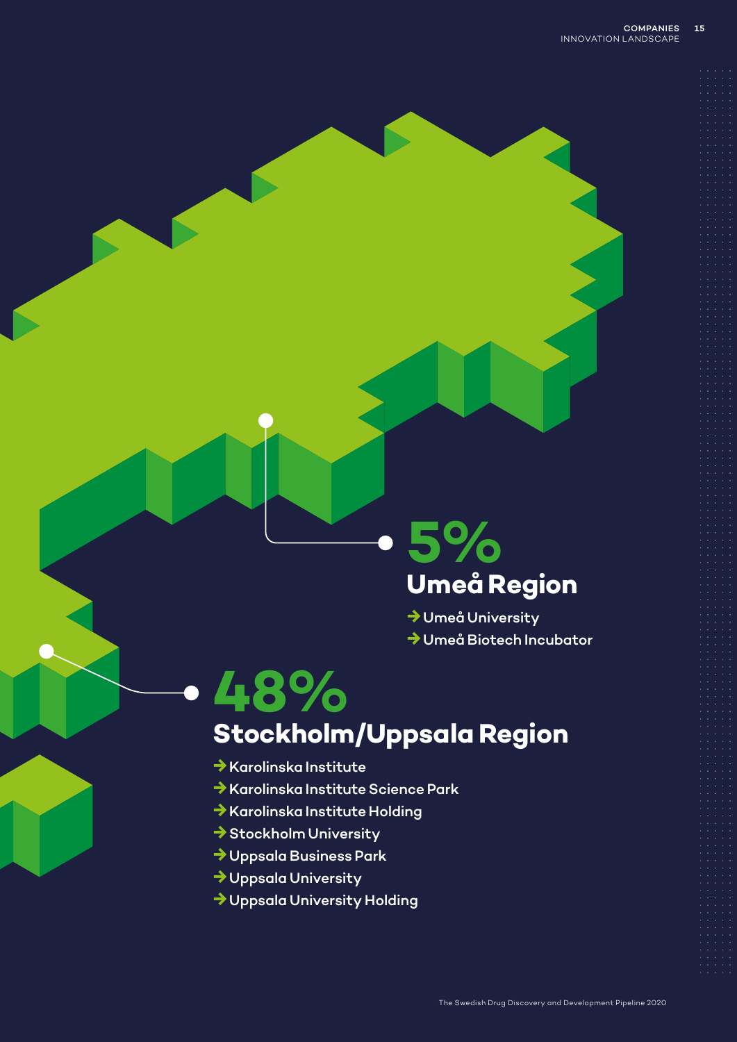## 5%

### Umeå Region

- Umeå University
- Umeå Biotech Incubator

## 48%

### Stockholm/Uppsala Region

- Karolinska Institute
- Karolinska Institute Science Park
- Karolinska Institute Holding
- Stockholm University
- Uppsala Business Park
- Uppsala University
- Uppsala University Holding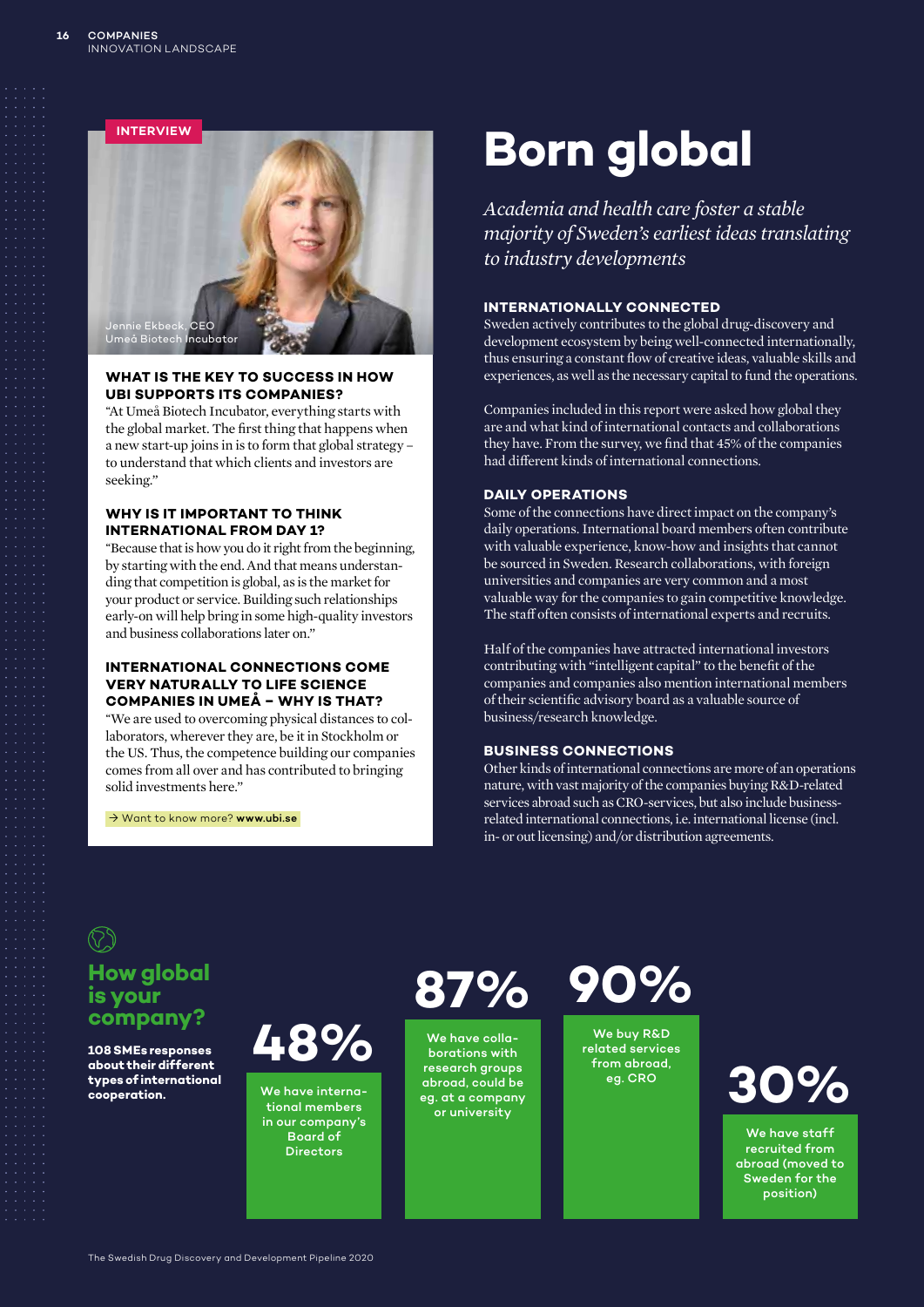# Born global

*Academia and health care foster a stable majority of Sweden's earliest ideas translating to industry developments*

**INTERVIEW**

Jennie Ekbeck, CEO
Umeå Biotech Incubator

### WHAT IS THE KEY TO SUCCESS IN HOW UBI SUPPORTS ITS COMPANIES?

"At Umeå Biotech Incubator, everything starts with the global market. The first thing that happens when a new start-up joins in is to form that global strategy – to understand that which clients and investors are seeking."

### WHY IS IT IMPORTANT TO THINK INTERNATIONAL FROM DAY 1?

"Because that is how you do it right from the beginning, by starting with the end. And that means understanding that competition is global, as is the market for your product or service. Building such relationships early-on will help bring in some high-quality investors and business collaborations later on."

### INTERNATIONAL CONNECTIONS COME VERY NATURALLY TO LIFE SCIENCE COMPANIES IN UMEÅ – WHY IS THAT?

"We are used to overcoming physical distances to collaborators, wherever they are, be it in Stockholm or the US. Thus, the competence building our companies comes from all over and has contributed to bringing solid investments here."

→ Want to know more? **www.ubi.se**

## INTERNATIONALLY CONNECTED

Sweden actively contributes to the global drug-discovery and development ecosystem by being well-connected internationally, thus ensuring a constant flow of creative ideas, valuable skills and experiences, as well as the necessary capital to fund the operations.

Companies included in this report were asked how global they are and what kind of international contacts and collaborations they have. From the survey, we find that 45% of the companies had different kinds of international connections.

## DAILY OPERATIONS

Some of the connections have direct impact on the company's daily operations. International board members often contribute with valuable experience, know-how and insights that cannot be sourced in Sweden. Research collaborations, with foreign universities and companies are very common and a most valuable way for the companies to gain competitive knowledge. The staff often consists of international experts and recruits.

Half of the companies have attracted international investors contributing with "intelligent capital" to the benefit of the companies and companies also mention international members of their scientific advisory board as a valuable source of business/research knowledge.

## BUSINESS CONNECTIONS

Other kinds of international connections are more of an operations nature, with vast majority of the companies buying R&D-related services abroad such as CRO-services, but also include business-related international connections, i.e. international license (incl. in- or out licensing) and/or distribution agreements.

## How global is your company?

**108 SMEs responses about their different types of international cooperation.**

**48%** We have international members in our company's Board of Directors

**87%** We have collaborations with research groups abroad, could be eg. at a company or university

**90%** We buy R&D related services from abroad, eg. CRO

**30%** We have staff recruited from abroad (moved to Sweden for the position)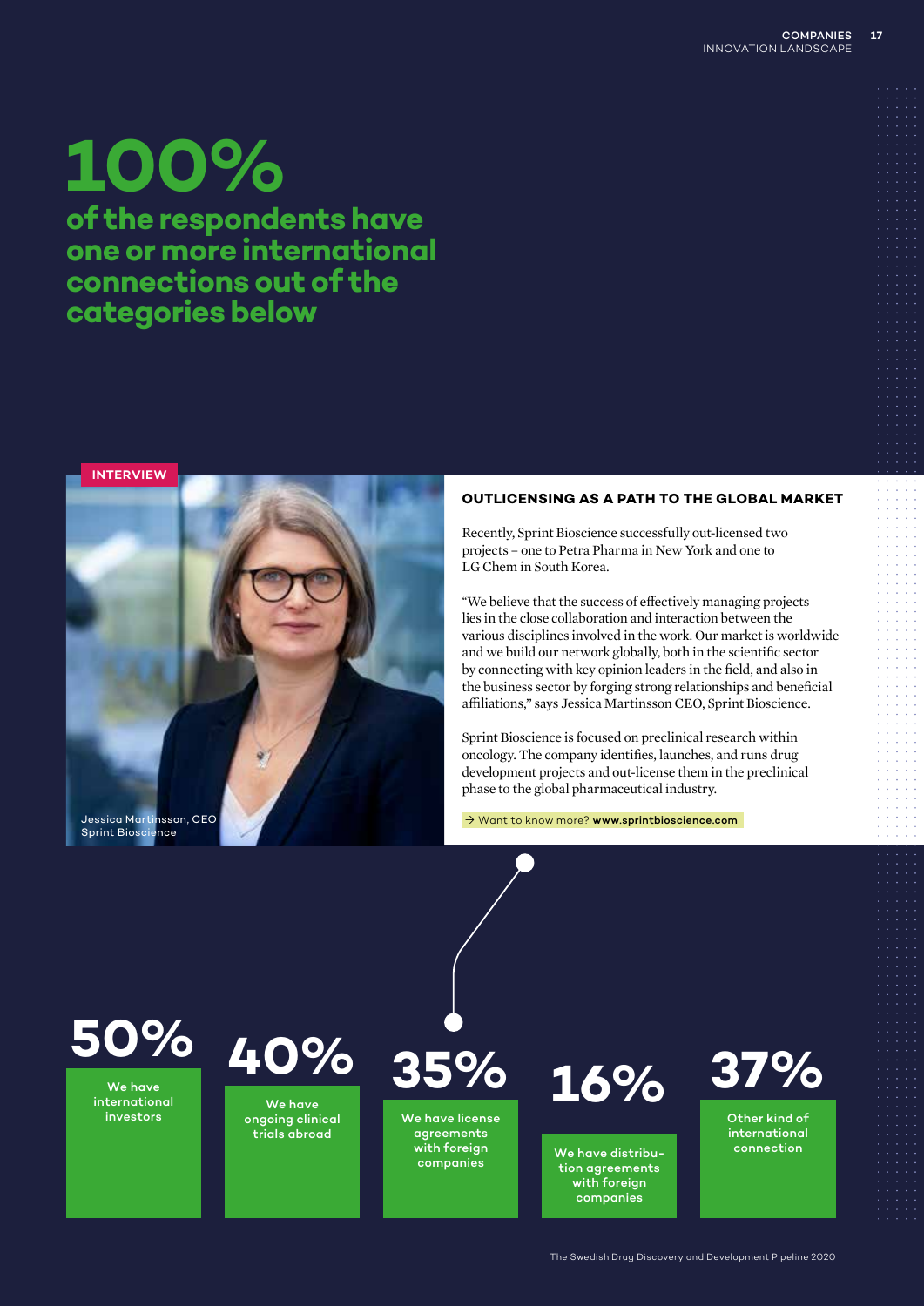# 100%

## of the respondents have one or more international connections out of the categories below

**INTERVIEW**

Jessica Martinsson, CEO
Sprint Bioscience

### OUTLICENSING AS A PATH TO THE GLOBAL MARKET

Recently, Sprint Bioscience successfully out-licensed two projects – one to Petra Pharma in New York and one to LG Chem in South Korea.

"We believe that the success of effectively managing projects lies in the close collaboration and interaction between the various disciplines involved in the work. Our market is worldwide and we build our network globally, both in the scientific sector by connecting with key opinion leaders in the field, and also in the business sector by forging strong relationships and beneficial affiliations," says Jessica Martinsson CEO, Sprint Bioscience.

Sprint Bioscience is focused on preclinical research within oncology. The company identifies, launches, and runs drug development projects and out-license them in the preclinical phase to the global pharmaceutical industry.

→ Want to know more? **www.sprintbioscience.com**

**50%**
We have international investors

**40%**
We have ongoing clinical trials abroad

**35%**
We have license agreements with foreign companies

**16%**
We have distribution agreements with foreign companies

**37%**
Other kind of international connection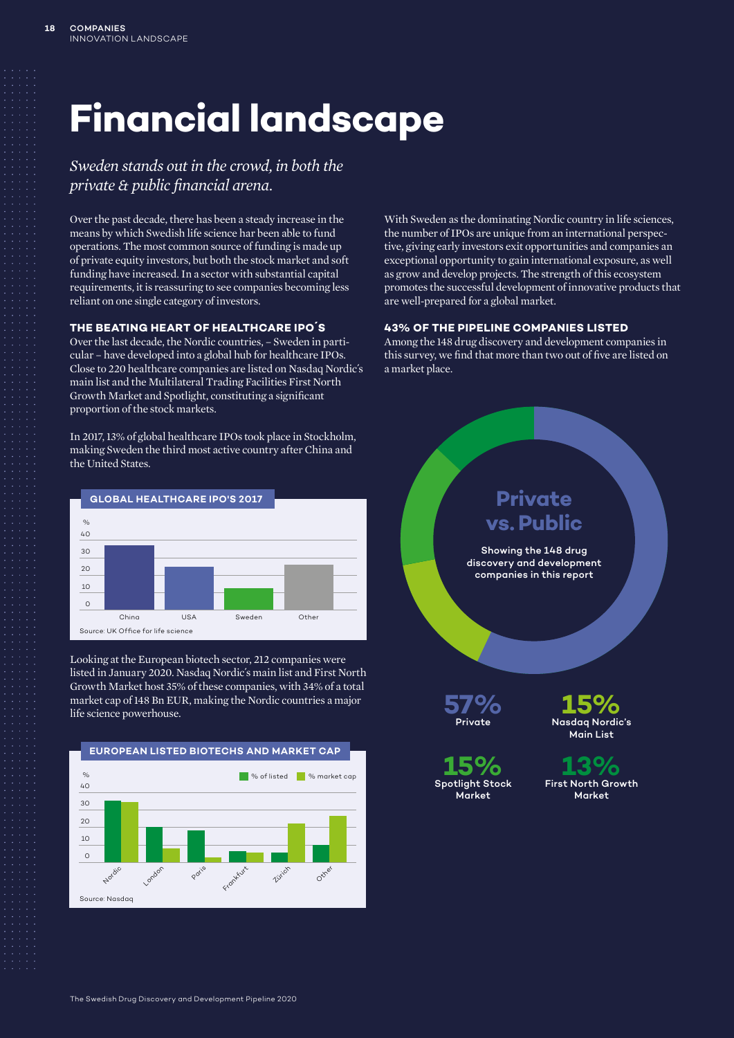# Financial landscape

*Sweden stands out in the crowd, in both the private & public financial arena.*

Over the past decade, there has been a steady increase in the means by which Swedish life science har been able to fund operations. The most common source of funding is made up of private equity investors, but both the stock market and soft funding have increased. In a sector with substantial capital requirements, it is reassuring to see companies becoming less reliant on one single category of investors.

### THE BEATING HEART OF HEALTHCARE IPO´S

Over the last decade, the Nordic countries, – Sweden in particular – have developed into a global hub for healthcare IPOs. Close to 220 healthcare companies are listed on Nasdaq Nordic's main list and the Multilateral Trading Facilities First North Growth Market and Spotlight, constituting a significant proportion of the stock markets.

In 2017, 13% of global healthcare IPOs took place in Stockholm, making Sweden the third most active country after China and the United States.

**GLOBAL HEALTHCARE IPO'S 2017**

| | % |
|---|---|
| China | ~36 |
| USA | ~24 |
| Sweden | ~12 |
| Other | ~25 |

Source: UK Office for life science

Looking at the European biotech sector, 212 companies were listed in January 2020. Nasdaq Nordic's main list and First North Growth Market host 35% of these companies, with 34% of a total market cap of 148 Bn EUR, making the Nordic countries a major life science powerhouse.

**EUROPEAN LISTED BIOTECHS AND MARKET CAP**

| | % of listed | % market cap |
|---|---|---|
| Nordic | ~35 | ~34 |
| London | ~20 | ~8 |
| Paris | ~18 | ~3 |
| Frankfurt | ~6 | ~5 |
| Zürich | ~5 | ~22 |
| Other | ~10 | ~26 |

Source: Nasdaq

With Sweden as the dominating Nordic country in life sciences, the number of IPOs are unique from an international perspective, giving early investors exit opportunities and companies an exceptional opportunity to gain international exposure, as well as grow and develop projects. The strength of this ecosystem promotes the successful development of innovative products that are well-prepared for a global market.

### 43% OF THE PIPELINE COMPANIES LISTED

Among the 148 drug discovery and development companies in this survey, we find that more than two out of five are listed on a market place.

**Private vs. Public**

Showing the 148 drug discovery and development companies in this report

| Share | Category |
|---|---|
| 57% | Private |
| 15% | Nasdaq Nordic's Main List |
| 15% | Spotlight Stock Market |
| 13% | First North Growth Market |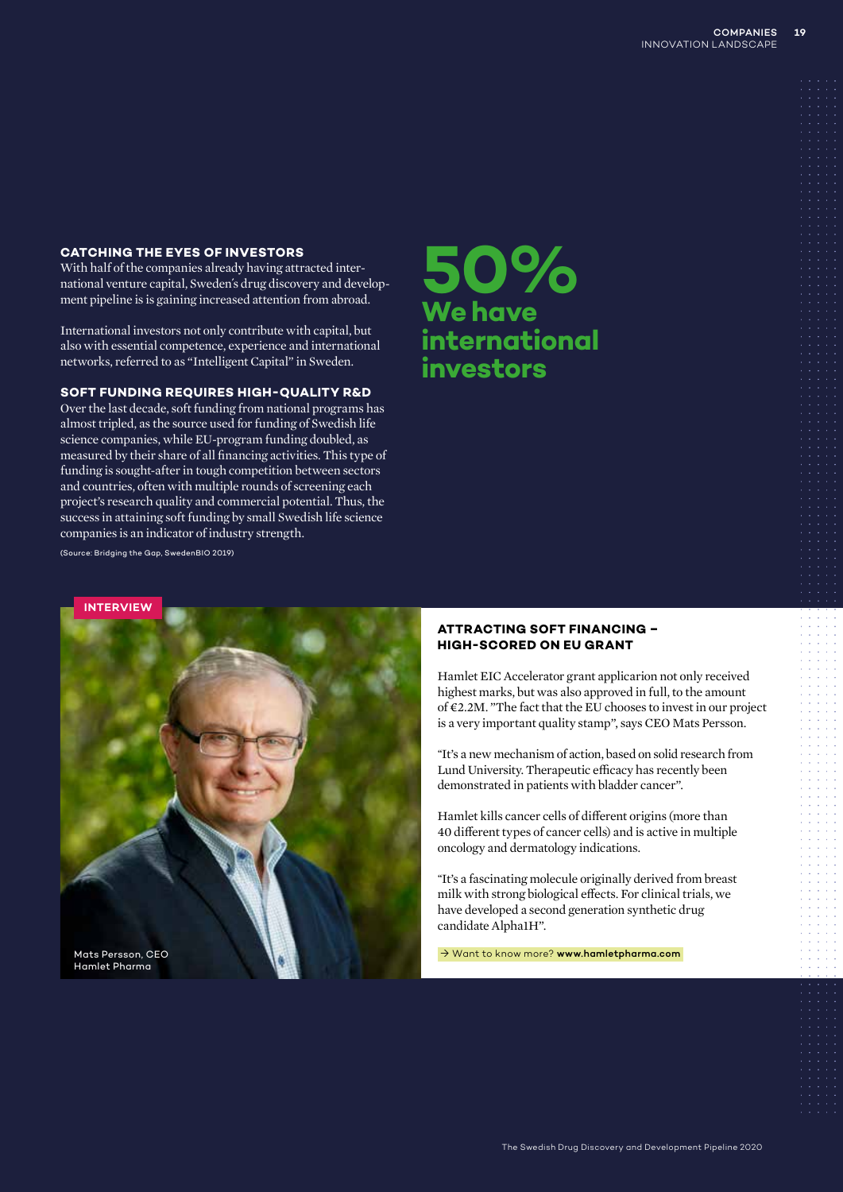### CATCHING THE EYES OF INVESTORS

With half of the companies already having attracted international venture capital, Sweden's drug discovery and development pipeline is is gaining increased attention from abroad.

International investors not only contribute with capital, but also with essential competence, experience and international networks, referred to as "Intelligent Capital" in Sweden.

### SOFT FUNDING REQUIRES HIGH-QUALITY R&D

Over the last decade, soft funding from national programs has almost tripled, as the source used for funding of Swedish life science companies, while EU-program funding doubled, as measured by their share of all financing activities. This type of funding is sought-after in tough competition between sectors and countries, often with multiple rounds of screening each project's research quality and commercial potential. Thus, the success in attaining soft funding by small Swedish life science companies is an indicator of industry strength.

(Source: Bridging the Gap, SwedenBIO 2019)

**50%**
**We have international investors**

**INTERVIEW**

Mats Persson, CEO
Hamlet Pharma

### ATTRACTING SOFT FINANCING – HIGH-SCORED ON EU GRANT

Hamlet EIC Accelerator grant applicarion not only received highest marks, but was also approved in full, to the amount of €2.2M. "The fact that the EU chooses to invest in our project is a very important quality stamp", says CEO Mats Persson.

"It's a new mechanism of action, based on solid research from Lund University. Therapeutic efficacy has recently been demonstrated in patients with bladder cancer".

Hamlet kills cancer cells of different origins (more than 40 different types of cancer cells) and is active in multiple oncology and dermatology indications.

"It's a fascinating molecule originally derived from breast milk with strong biological effects. For clinical trials, we have developed a second generation synthetic drug candidate Alpha1H".

→ Want to know more? **www.hamletpharma.com**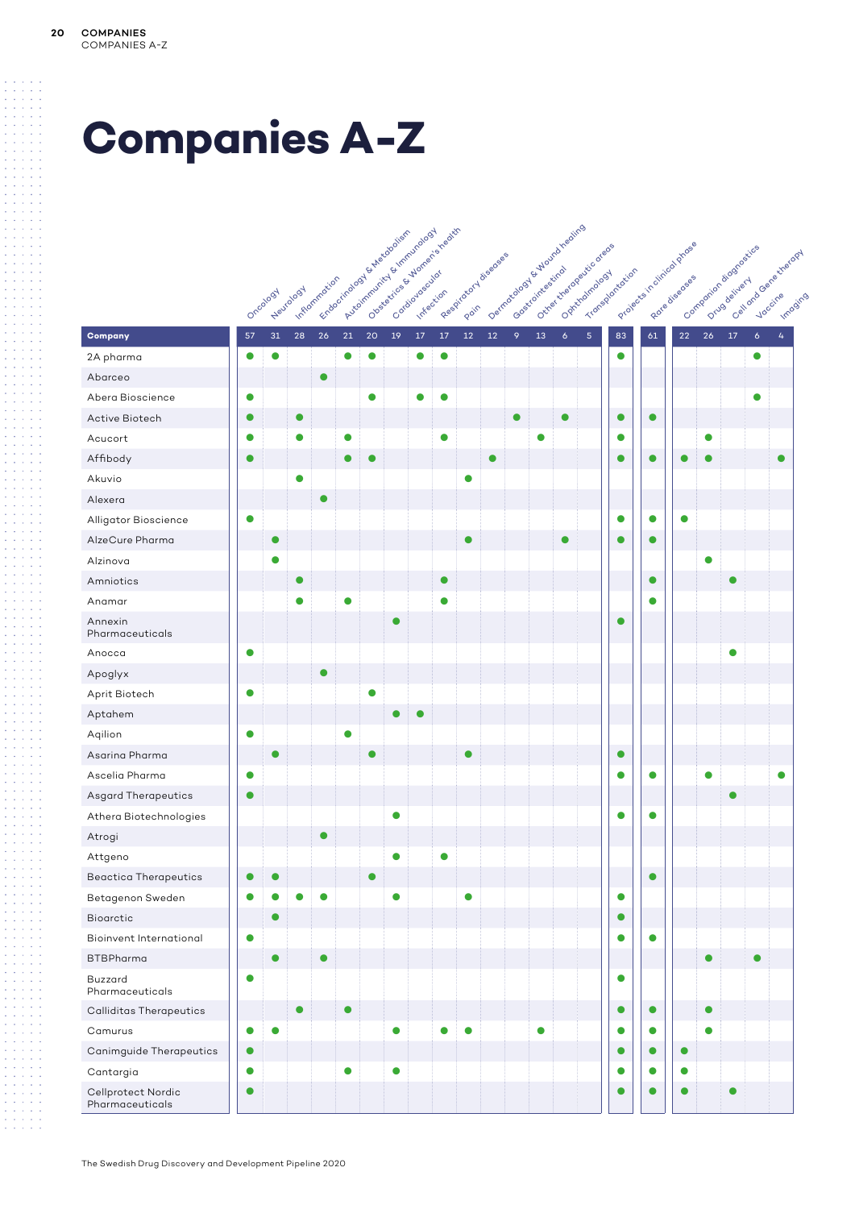# Companies A-Z

| | Oncology | Neurology | Inflammation | Endocrinology & Metabolism | Autoimmunity & Immunology | Obstetrics & Women's health | Cardiovascular | Infection | Respiratory diseases | Pain | Dermatology & Wound healing | Gastrointestinal | Other therapeutic areas | Ophthalmology | Transplantation | Projects in clinical phase | Rare diseases | Companion diagnostics | Drug delivery | Cell and Gene therapy | Vaccine | Imaging |
|---|---|---|---|---|---|---|---|---|---|---|---|---|---|---|---|---|---|---|---|---|---|---|
| **Company** | 57 | 31 | 28 | 26 | 21 | 20 | 19 | 17 | 17 | 12 | 12 | 9 | 13 | 6 | 5 | 83 | 61 | 22 | 26 | 17 | 6 | 4 |
| 2A pharma | ● | ● | | | ● | ● | | ● | ● | | | | | | | ● | | | | | ● | |
| Abarceo | | | | ● | | | | | | | | | | | | | | | | | | |
| Abera Bioscience | ● | | | | | ● | | ● | ● | | | | | | | | | | | | ● | |
| Active Biotech | ● | | ● | | | | | | | | | ● | | ● | | ● | ● | | | | | |
| Acucort | ● | | ● | | ● | | | | ● | | | | ● | | | ● | | | ● | | | |
| Affibody | ● | | | | ● | ● | | | | | ● | | | | | ● | ● | ● | ● | | | ● |
| Akuvio | | | ● | | | | | | | ● | | | | | | | | | | | | |
| Alexera | | | | ● | | | | | | | | | | | | | | | | | | |
| Alligator Bioscience | ● | | | | | | | | | | | | | | | ● | ● | ● | | | | |
| AlzeCure Pharma | | ● | | | | | | | | ● | | | | ● | | ● | ● | | | | | |
| Alzinova | | ● | | | | | | | | | | | | | | | | | ● | | | |
| Amniotics | | | ● | | | | | | ● | | | | | | | | ● | | | ● | | |
| Anamar | | | ● | | ● | | | | ● | | | | | | | | ● | | | | | |
| Annexin Pharmaceuticals | | | | | | | ● | | | | | | | | | ● | | | | | | |
| Anocca | ● | | | | | | | | | | | | | | | | | | | ● | | |
| Apoglyx | | | | ● | | | | | | | | | | | | | | | | | | |
| Aprit Biotech | ● | | | | | ● | | | | | | | | | | | | | | | | |
| Aptahem | | | | | | | ● | ● | | | | | | | | | | | | | | |
| Aqilion | ● | | | | ● | | | | | | | | | | | | | | | | | |
| Asarina Pharma | | ● | | | | ● | | | | ● | | | | | | ● | | | | | | |
| Ascelia Pharma | ● | | | | | | | | | | | | | | | ● | ● | | ● | | | ● |
| Asgard Therapeutics | ● | | | | | | | | | | | | | | | | | | | ● | | |
| Athera Biotechnologies | | | | | | | ● | | | | | | | | | ● | ● | | | | | |
| Atrogi | | | | ● | | | | | | | | | | | | | | | | | | |
| Attgeno | | | | | | | ● | | ● | | | | | | | | | | | | | |
| Beactica Therapeutics | ● | ● | | | | ● | | | | | | | | | | | ● | | | | | |
| Betagenon Sweden | ● | ● | ● | ● | | | ● | | | ● | | | | | | ● | | | | | | |
| Bioarctic | | ● | | | | | | | | | | | | | | ● | | | | | | |
| Bioinvent International | ● | | | | | | | | | | | | | | | ● | ● | | | | | |
| BTBPharma | | ● | | ● | | | | | | | | | | | | | | | ● | | ● | |
| Buzzard Pharmaceuticals | ● | | | | | | | | | | | | | | | ● | | | | | | |
| Calliditas Therapeutics | | | ● | | ● | | | | | | | | | | | ● | ● | | ● | | | |
| Camurus | ● | ● | | | | | ● | | ● | ● | | | ● | | | ● | ● | | ● | | | |
| Canimguide Therapeutics | ● | | | | | | | | | | | | | | | ● | ● | ● | | | | |
| Cantargia | ● | | | | ● | | ● | | | | | | | | | ● | ● | ● | | | | |
| Cellprotect Nordic Pharmaceuticals | ● | | | | | | | | | | | | | | | ● | ● | ● | | ● | | |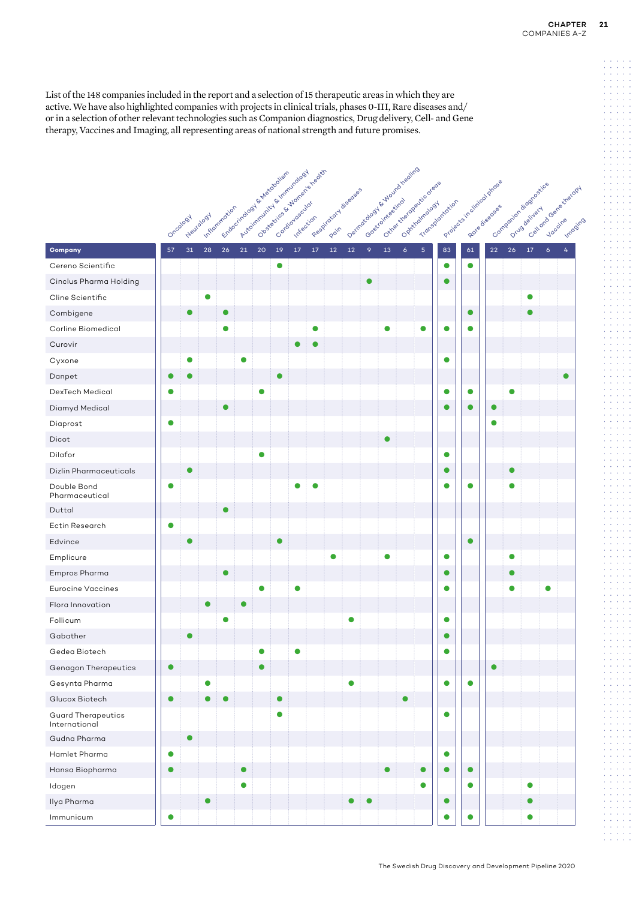List of the 148 companies included in the report and a selection of 15 therapeutic areas in which they are active. We have also highlighted companies with projects in clinical trials, phases 0-III, Rare diseases and/or in a selection of other relevant technologies such as Companion diagnostics, Drug delivery, Cell- and Gene therapy, Vaccines and Imaging, all representing areas of national strength and future promises.

| Company | Oncology | Neurology | Inflammation | Endocrinology & Metabolism | Autoimmunity & Immunology | Obstetrics & Women's health | Cardiovascular | Infection | Respiratory diseases | Pain | Dermatology & Wound healing | Gastrointestinal | Other therapeutic areas | Ophthalmology | Transplantation | Projects in clinical phase | Rare diseases | Companion diagnostics | Drug delivery | Cell and Gene therapy | Vaccine | Imaging |
|---|---|---|---|---|---|---|---|---|---|---|---|---|---|---|---|---|---|---|---|---|---|---|
| | 57 | 31 | 28 | 26 | 21 | 20 | 19 | 17 | 17 | 12 | 12 | 9 | 13 | 6 | 5 | 83 | 61 | 22 | 26 | 17 | 6 | 4 |
| Cereno Scientific | | | | | | | ● | | | | | | | | | ● | ● | | | | | |
| Cinclus Pharma Holding | | | | | | | | | | | | ● | | | | ● | | | | | | |
| Cline Scientific | | | ● | | | | | | | | | | | | | | | | | ● | | |
| Combigene | | ● | | ● | | | | | | | | | | | | | ● | | | ● | | |
| Corline Biomedical | | | | ● | | | | | ● | | | | ● | | ● | ● | ● | | | | | |
| Curovir | | | | | | | | ● | ● | | | | | | | | | | | | | |
| Cyxone | | ● | | | ● | | | | | | | | | | | ● | | | | | | |
| Danpet | ● | ● | | | | | ● | | | | | | | | | | | | | | | ● |
| DexTech Medical | ● | | | | | ● | | | | | | | | | | ● | ● | | ● | | | |
| Diamyd Medical | | | | ● | | | | | | | | | | | | ● | ● | ● | | | | |
| Diaprost | ● | | | | | | | | | | | | | | | | | ● | | | | |
| Dicot | | | | | | | | | | | | | ● | | | | | | | | | |
| Dilafor | | | | | | ● | | | | | | | | | | ● | | | | | | |
| Dizlin Pharmaceuticals | | ● | | | | | | | | | | | | | | ● | | | ● | | | |
| Double Bond Pharmaceutical | ● | | | | | | | ● | ● | | | | | | | ● | ● | | ● | | | |
| Duttal | | | | ● | | | | | | | | | | | | | | | | | | |
| Ectin Research | ● | | | | | | | | | | | | | | | | | | | | | |
| Edvince | | ● | | | | | ● | | | | | | | | | | ● | | | | | |
| Emplicure | | | | | | | | | | ● | | | ● | | | ● | | | ● | | | |
| Empros Pharma | | | | ● | | | | | | | | | | | | ● | | | ● | | | |
| Eurocine Vaccines | | | | | | ● | | ● | | | | | | | | ● | | | ● | | ● | |
| Flora Innovation | | | ● | | ● | | | | | | | | | | | | | | | | | |
| Follicum | | | | ● | | | | | | | ● | | | | | ● | | | | | | |
| Gabather | | ● | | | | | | | | | | | | | | ● | | | | | | |
| Gedea Biotech | | | | | | ● | | ● | | | | | | | | ● | | | | | | |
| Genagon Therapeutics | ● | | | | | ● | | | | | | | | | | | | ● | | | | |
| Gesynta Pharma | | | ● | | | | | | | | ● | | | | | ● | ● | | | | | |
| Glucox Biotech | ● | | ● | ● | | | ● | | | | | | | ● | | | | | | | | |
| Guard Therapeutics International | | | | | | | ● | | | | | | | | | ● | | | | | | |
| Gudna Pharma | | ● | | | | | | | | | | | | | | | | | | | | |
| Hamlet Pharma | ● | | | | | | | | | | | | | | | ● | | | | | | |
| Hansa Biopharma | ● | | | | ● | | | | | | | | ● | | ● | ● | ● | | | | | |
| Idogen | | | | | ● | | | | | | | | | | ● | | ● | | | ● | | |
| Ilya Pharma | | | ● | | | | | | | | ● | ● | | | | ● | | | | ● | | |
| Immunicum | ● | | | | | | | | | | | | | | | ● | ● | | | ● | | |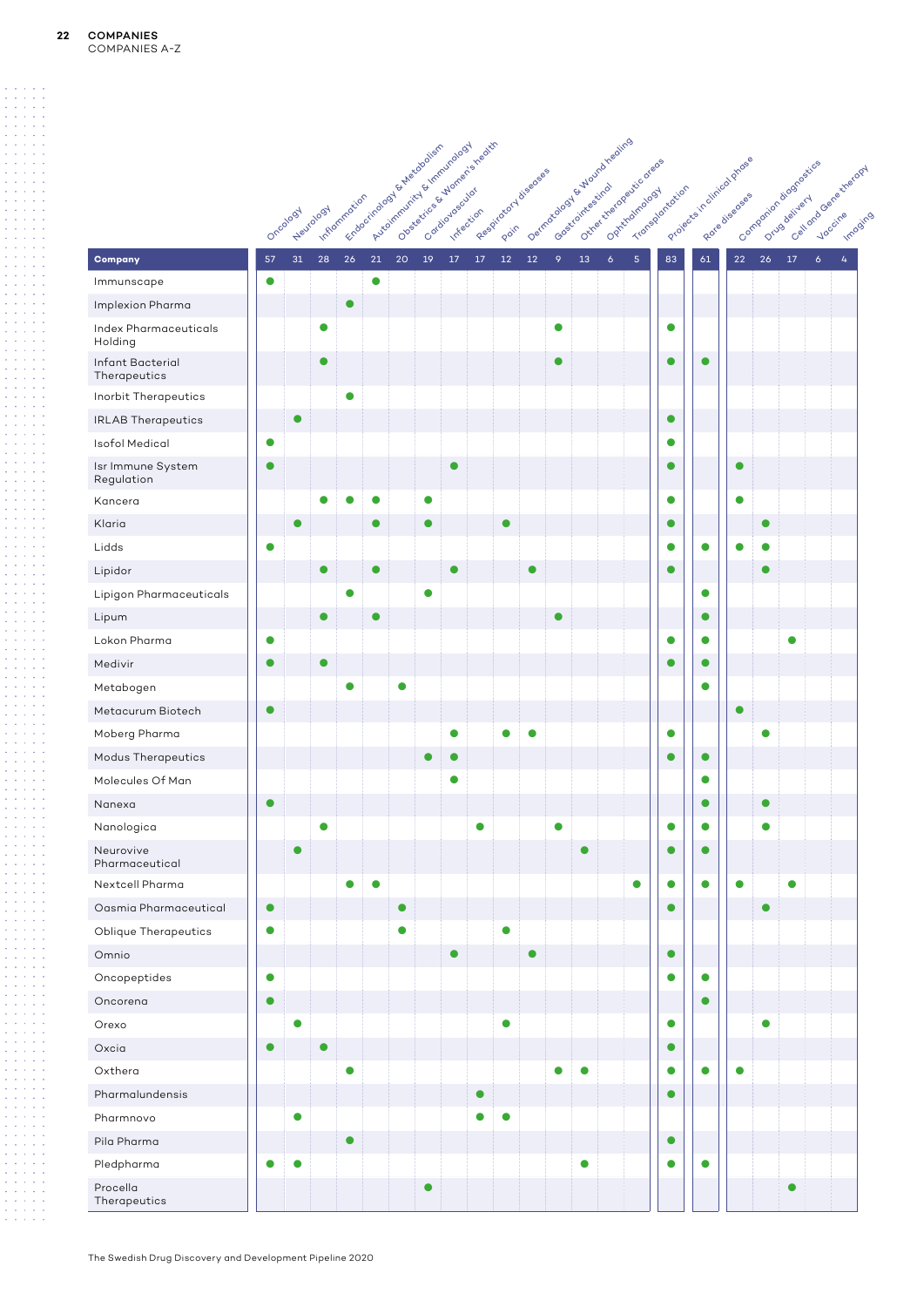| Company | Oncology | Neurology | Inflammation | Endocrinology & Metabolism | Autoimmunity & Immunology | Obstetrics & Women's health | Cardiovascular | Infection | Respiratory diseases | Pain | Dermatology & Wound healing | Gastrointestinal | Other therapeutic areas | Ophthalmology | Transplantation | Projects in clinical phase | Rare diseases | Companion diagnostics | Drug delivery | Cell and Gene therapy | Vaccine | Imaging |
|---|---|---|---|---|---|---|---|---|---|---|---|---|---|---|---|---|---|---|---|---|---|---|
| | 57 | 31 | 28 | 26 | 21 | 20 | 19 | 17 | 17 | 12 | 12 | 9 | 13 | 6 | 5 | 83 | 61 | 22 | 26 | 17 | 6 | 4 |
| Immunscape | ● | | | | ● | | | | | | | | | | | | | | | | | |
| Implexion Pharma | | | | ● | | | | | | | | | | | | | | | | | | |
| Index Pharmaceuticals Holding | | | ● | | | | | | | | | ● | | | | ● | | | | | | |
| Infant Bacterial Therapeutics | | | ● | | | | | | | | | ● | | | | ● | ● | | | | | |
| Inorbit Therapeutics | | | | ● | | | | | | | | | | | | | | | | | | |
| IRLAB Therapeutics | | ● | | | | | | | | | | | | | | ● | | | | | | |
| Isofol Medical | ● | | | | | | | | | | | | | | | ● | | | | | | |
| Isr Immune System Regulation | ● | | | | | | | ● | | | | | | | | ● | | ● | | | | |
| Kancera | | | ● | ● | ● | | ● | | | | | | | | | ● | | ● | | | | |
| Klaria | | ● | | | ● | | ● | | | ● | | | | | | ● | | | ● | | | |
| Lidds | ● | | | | | | | | | | | | | | | ● | ● | ● | ● | | | |
| Lipidor | | | ● | | ● | | | ● | | | ● | | | | | ● | | | ● | | | |
| Lipigon Pharmaceuticals | | | | ● | | | ● | | | | | | | | | | ● | | | | | |
| Lipum | | | ● | | ● | | | | | | | ● | | | | | ● | | | | | |
| Lokon Pharma | ● | | | | | | | | | | | | | | | ● | ● | | | ● | | |
| Medivir | ● | | ● | | | | | | | | | | | | | ● | ● | | | | | |
| Metabogen | | | | ● | | ● | | | | | | | | | | | ● | | | | | |
| Metacurum Biotech | ● | | | | | | | | | | | | | | | | | ● | | | | |
| Moberg Pharma | | | | | | | | ● | | ● | ● | | | | | ● | | | ● | | | |
| Modus Therapeutics | | | | | | | ● | ● | | | | | | | | ● | ● | | | | | |
| Molecules Of Man | | | | | | | | ● | | | | | | | | | ● | | | | | |
| Nanexa | ● | | | | | | | | | | | | | | | | ● | | ● | | | |
| Nanologica | | | ● | | | | | | ● | | | ● | | | | ● | ● | | ● | | | |
| Neurovive Pharmaceutical | | ● | | | | | | | | | | | ● | | | ● | ● | | | | | |
| Nextcell Pharma | | | | ● | ● | | | | | | | | | | ● | ● | ● | ● | | ● | | |
| Oasmia Pharmaceutical | ● | | | | | ● | | | | | | | | | | ● | | | ● | | | |
| Oblique Therapeutics | ● | | | | | ● | | | | ● | | | | | | | | | | | | |
| Omnio | | | | | | | | ● | | | ● | | | | | ● | | | | | | |
| Oncopeptides | ● | | | | | | | | | | | | | | | ● | ● | | | | | |
| Oncorena | ● | | | | | | | | | | | | | | | | ● | | | | | |
| Orexo | | ● | | | | | | | | ● | | | | | | ● | | | ● | | | |
| Oxcia | ● | | ● | | | | | | | | | | | | | ● | | | | | | |
| Oxthera | | | | ● | | | | | | | | ● | ● | | | ● | ● | ● | | | | |
| Pharmalundensis | | | | | | | | | ● | | | | | | | ● | | | | | | |
| Pharmnovo | | ● | | | | | | | ● | ● | | | | | | | | | | | | |
| Pila Pharma | | | | ● | | | | | | | | | | | | ● | | | | | | |
| Pledpharma | ● | ● | | | | | | | | | | | ● | | | ● | ● | | | | | |
| Procella Therapeutics | | | | | | | ● | | | | | | | | | | | | | ● | | |

The Swedish Drug Discovery and Development Pipeline 2020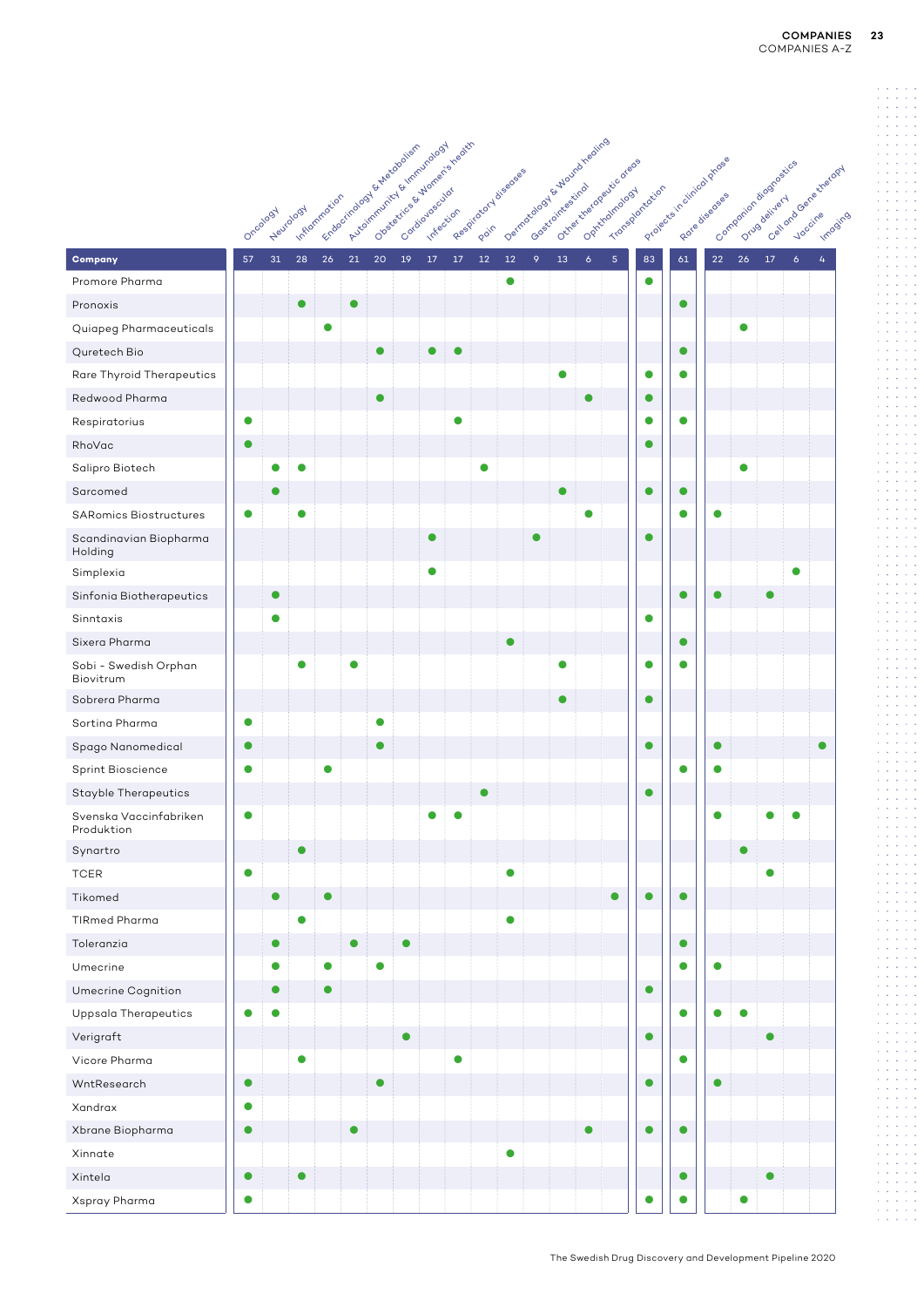| Company | Oncology | Neurology | Inflammation | Endocrinology & Metabolism | Autoimmunity & Immunology | Obstetrics & Women's health | Cardiovascular | Infection | Respiratory diseases | Pain | Dermatology & Wound healing | Gastrointestinal | Other therapeutic areas | Ophthalmology | Transplantation | Projects in clinical phase | Rare diseases | Companion diagnostics | Drug delivery | Cell and Gene therapy | Vaccine | Imaging |
|---|---|---|---|---|---|---|---|---|---|---|---|---|---|---|---|---|---|---|---|---|---|---|
| | 57 | 31 | 28 | 26 | 21 | 20 | 19 | 17 | 17 | 12 | 12 | 9 | 13 | 6 | 5 | 83 | 61 | 22 | 26 | 17 | 6 | 4 |
| Promore Pharma | | | | | | | | | | | ● | | | | | ● | | | | | | |
| Pronoxis | | | ● | | ● | | | | | | | | | | | | ● | | | | | |
| Quiapeg Pharmaceuticals | | | | ● | | | | | | | | | | | | | | | ● | | | |
| Quretech Bio | | | | | | ● | | ● | ● | | | | | | | | ● | | | | | |
| Rare Thyroid Therapeutics | | | | | | | | | | | | | ● | | | ● | ● | | | | | |
| Redwood Pharma | | | | | | ● | | | | | | | | ● | | ● | | | | | | |
| Respiratorius | ● | | | | | | | | ● | | | | | | | ● | ● | | | | | |
| RhoVac | ● | | | | | | | | | | | | | | | ● | | | | | | |
| Salipro Biotech | | ● | ● | | | | | | | ● | | | | | | | | | ● | | | |
| Sarcomed | | ● | | | | | | | | | | | ● | | | ● | ● | | | | | |
| SARomics Biostructures | ● | | ● | | | | | | | | | | | ● | | | ● | ● | | | | |
| Scandinavian Biopharma Holding | | | | | | | | ● | | | | ● | | | | ● | | | | | | |
| Simplexia | | | | | | | | ● | | | | | | | | | | | | | ● | |
| Sinfonia Biotherapeutics | | ● | | | | | | | | | | | | | | | ● | ● | | ● | | |
| Sinntaxis | | ● | | | | | | | | | | | | | | ● | | | | | | |
| Sixera Pharma | | | | | | | | | | | ● | | | | | | ● | | | | | |
| Sobi - Swedish Orphan Biovitrum | | | ● | | ● | | | | | | | | ● | | | ● | ● | | | | | |
| Sobrera Pharma | | | | | | | | | | | | | ● | | | ● | | | | | | |
| Sortina Pharma | ● | | | | | ● | | | | | | | | | | | | | | | | |
| Spago Nanomedical | ● | | | | | ● | | | | | | | | | | ● | | ● | | | | ● |
| Sprint Bioscience | ● | | | ● | | | | | | | | | | | | | ● | ● | | | | |
| Stayble Therapeutics | | | | | | | | | | ● | | | | | | ● | | | | | | |
| Svenska Vaccinfabriken Produktion | ● | | | | | | | ● | ● | | | | | | | | | ● | | ● | ● | |
| Synartro | | | ● | | | | | | | | | | | | | | | | ● | | | |
| TCER | ● | | | | | | | | | | ● | | | | | | | | | ● | | |
| Tikomed | | ● | | ● | | | | | | | | | | | ● | ● | ● | | | | | |
| TIRmed Pharma | | | ● | | | | | | | | ● | | | | | | | | | | | |
| Toleranzia | | ● | | | ● | | ● | | | | | | | | | | ● | | | | | |
| Umecrine | | ● | | ● | | ● | | | | | | | | | | | ● | ● | | | | |
| Umecrine Cognition | | ● | | ● | | | | | | | | | | | | ● | | | | | | |
| Uppsala Therapeutics | ● | ● | | | | | | | | | | | | | | | ● | ● | ● | | | |
| Verigraft | | | | | | | ● | | | | | | | | | ● | | | | ● | | |
| Vicore Pharma | | | ● | | | | | | ● | | | | | | | | ● | | | | | |
| WntResearch | ● | | | | | ● | | | | | | | | | | ● | | ● | | | | |
| Xandrax | ● | | | | | | | | | | | | | | | | | | | | | |
| Xbrane Biopharma | ● | | | | ● | | | | | | | | | ● | | ● | ● | | | | | |
| Xinnate | | | | | | | | | | | ● | | | | | | | | | | | |
| Xintela | ● | | ● | | | | | | | | | | | | | | ● | | | ● | | |
| Xspray Pharma | ● | | | | | | | | | | | | | | | ● | ● | | ● | | | |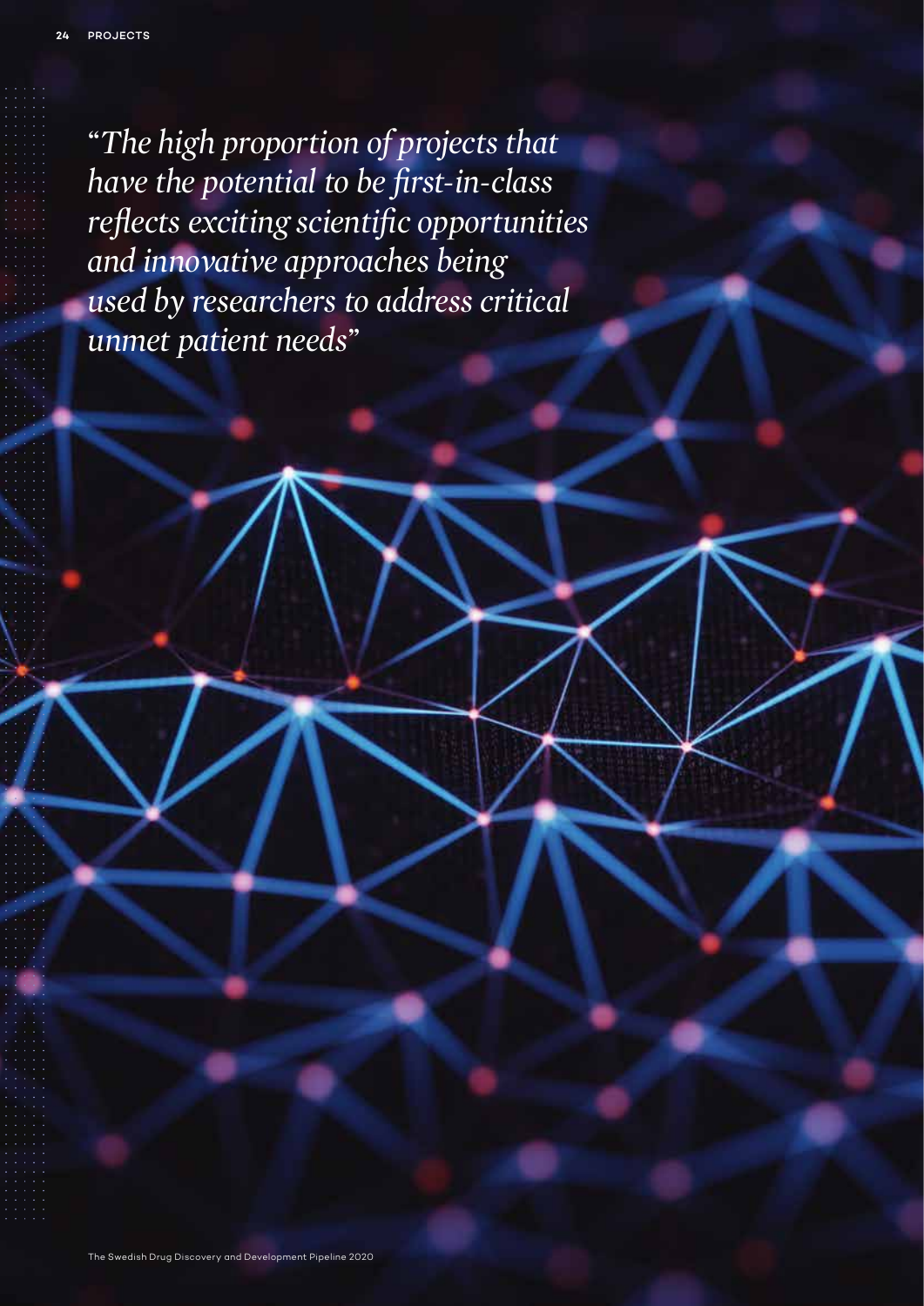*"The high proportion of projects that have the potential to be first-in-class reflects exciting scientific opportunities and innovative approaches being used by researchers to address critical unmet patient needs"*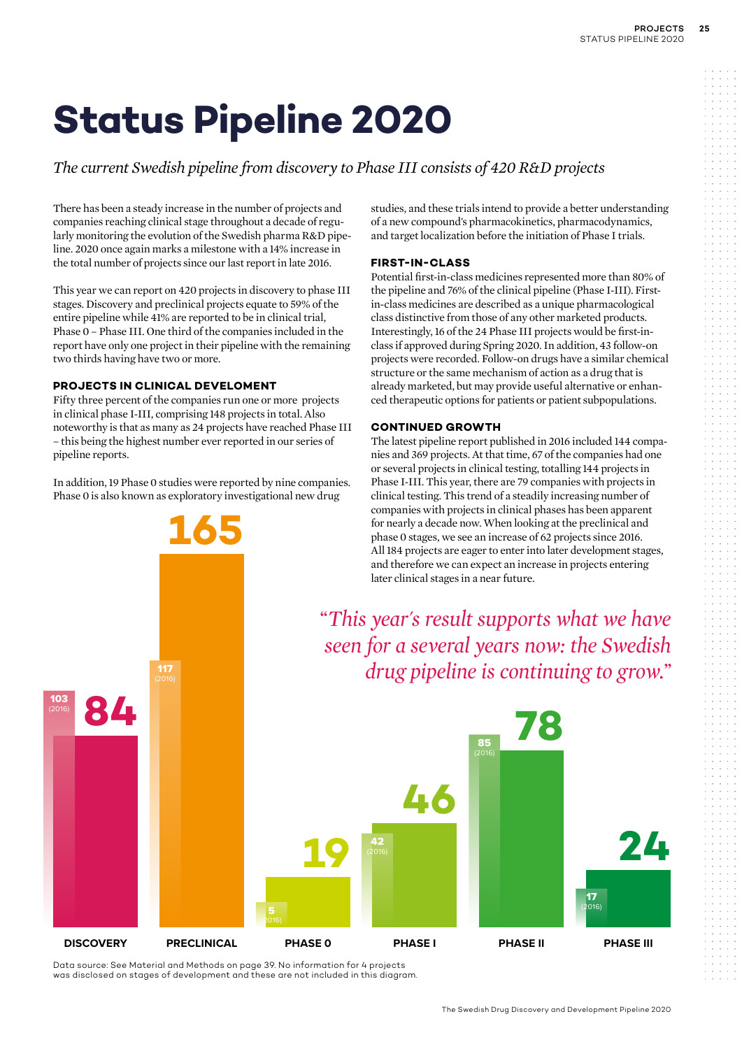# Status Pipeline 2020

*The current Swedish pipeline from discovery to Phase III consists of 420 R&D projects*

There has been a steady increase in the number of projects and companies reaching clinical stage throughout a decade of regularly monitoring the evolution of the Swedish pharma R&D pipeline. 2020 once again marks a milestone with a 14% increase in the total number of projects since our last report in late 2016.

This year we can report on 420 projects in discovery to phase III stages. Discovery and preclinical projects equate to 59% of the entire pipeline while 41% are reported to be in clinical trial, Phase 0 – Phase III. One third of the companies included in the report have only one project in their pipeline with the remaining two thirds having have two or more.

### PROJECTS IN CLINICAL DEVELOMENT

Fifty three percent of the companies run one or more projects in clinical phase I-III, comprising 148 projects in total. Also noteworthy is that as many as 24 projects have reached Phase III – this being the highest number ever reported in our series of pipeline reports.

In addition, 19 Phase 0 studies were reported by nine companies. Phase 0 is also known as exploratory investigational new drug studies, and these trials intend to provide a better understanding of a new compound's pharmacokinetics, pharmacodynamics, and target localization before the initiation of Phase I trials.

### FIRST-IN-CLASS

Potential first-in-class medicines represented more than 80% of the pipeline and 76% of the clinical pipeline (Phase I-III). First-in-class medicines are described as a unique pharmacological class distinctive from those of any other marketed products. Interestingly, 16 of the 24 Phase III projects would be first-in-class if approved during Spring 2020. In addition, 43 follow-on projects were recorded. Follow-on drugs have a similar chemical structure or the same mechanism of action as a drug that is already marketed, but may provide useful alternative or enhanced therapeutic options for patients or patient subpopulations.

### CONTINUED GROWTH

The latest pipeline report published in 2016 included 144 companies and 369 projects. At that time, 67 of the companies had one or several projects in clinical testing, totalling 144 projects in Phase I-III. This year, there are 79 companies with projects in clinical testing. This trend of a steadily increasing number of companies with projects in clinical phases has been apparent for nearly a decade now. When looking at the preclinical and phase 0 stages, we see an increase of 62 projects since 2016. All 184 projects are eager to enter into later development stages, and therefore we can expect an increase in projects entering later clinical stages in a near future.

*"This year's result supports what we have seen for a several years now: the Swedish drug pipeline is continuing to grow."*

| Stage | 2016 | 2020 |
|---|---|---|
| DISCOVERY | 103 | 84 |
| PRECLINICAL | 117 | 165 |
| PHASE 0 | 5 | 19 |
| PHASE I | 42 | 46 |
| PHASE II | 85 | 78 |
| PHASE III | 17 | 24 |

Data source: See Material and Methods on page 39. No information for 4 projects was disclosed on stages of development and these are not included in this diagram.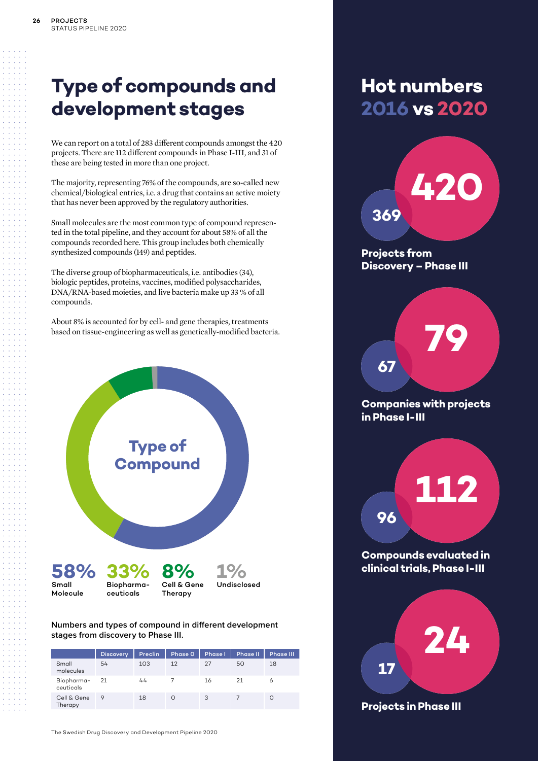# Type of compounds and development stages

We can report on a total of 283 different compounds amongst the 420 projects. There are 112 different compounds in Phase I-III, and 31 of these are being tested in more than one project.

The majority, representing 76% of the compounds, are so-called new chemical/biological entries, i.e. a drug that contains an active moiety that has never been approved by the regulatory authorities.

Small molecules are the most common type of compound represented in the total pipeline, and they account for about 58% of all the compounds recorded here. This group includes both chemically synthesized compounds (149) and peptides.

The diverse group of biopharmaceuticals, i.e. antibodies (34), biologic peptides, proteins, vaccines, modified polysaccharides, DNA/RNA-based moieties, and live bacteria make up 33 % of all compounds.

About 8% is accounted for by cell- and gene therapies, treatments based on tissue-engineering as well as genetically-modified bacteria.

**Type of Compound**

**58%** Small Molecule

**33%** Biopharmaceuticals

**8%** Cell & Gene Therapy

**1%** Undisclosed

**Numbers and types of compound in different development stages from discovery to Phase III.**

| | Discovery | Preclin | Phase 0 | Phase I | Phase II | Phase III |
|---|---|---|---|---|---|---|
| Small molecules | 54 | 103 | 12 | 27 | 50 | 18 |
| Biopharmaceuticals | 21 | 44 | 7 | 16 | 21 | 6 |
| Cell & Gene Therapy | 9 | 18 | 0 | 3 | 7 | 0 |

## Hot numbers 2016 vs 2020

**369** → **420**
**Projects from Discovery – Phase III**

**67** → **79**
**Companies with projects in Phase I-III**

**96** → **112**
**Compounds evaluated in clinical trials, Phase I-III**

**17** → **24**
**Projects in Phase III**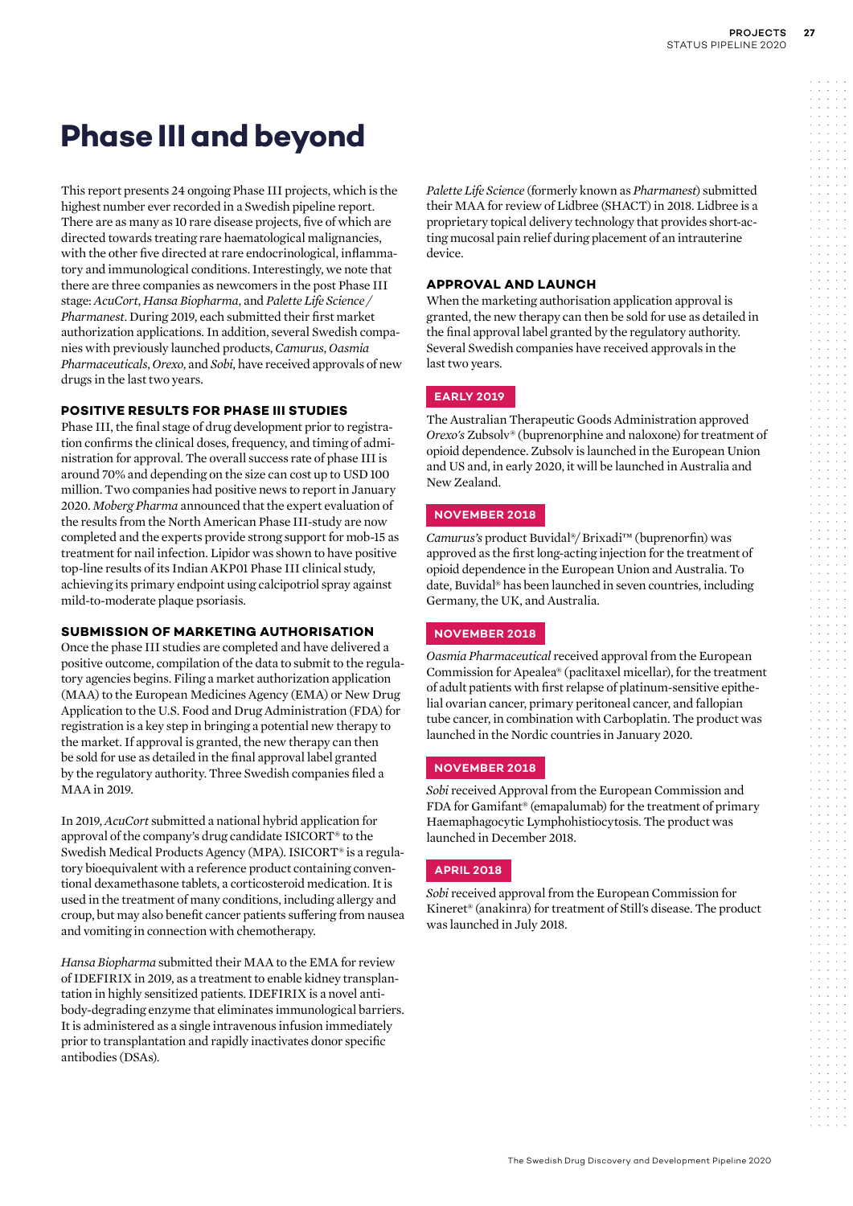# Phase III and beyond

This report presents 24 ongoing Phase III projects, which is the highest number ever recorded in a Swedish pipeline report. There are as many as 10 rare disease projects, five of which are directed towards treating rare haematological malignancies, with the other five directed at rare endocrinological, inflammatory and immunological conditions. Interestingly, we note that there are three companies as newcomers in the post Phase III stage: *AcuCort*, *Hansa Biopharma*, and *Palette Life Science / Pharmanest*. During 2019, each submitted their first market authorization applications. In addition, several Swedish companies with previously launched products, *Camurus*, *Oasmia Pharmaceuticals*, *Orexo*, and *Sobi*, have received approvals of new drugs in the last two years.

### POSITIVE RESULTS FOR PHASE III STUDIES

Phase III, the final stage of drug development prior to registration confirms the clinical doses, frequency, and timing of administration for approval. The overall success rate of phase III is around 70% and depending on the size can cost up to USD 100 million. Two companies had positive news to report in January 2020. *Moberg Pharma* announced that the expert evaluation of the results from the North American Phase III-study are now completed and the experts provide strong support for mob-15 as treatment for nail infection. Lipidor was shown to have positive top-line results of its Indian AKP01 Phase III clinical study, achieving its primary endpoint using calcipotriol spray against mild-to-moderate plaque psoriasis.

### SUBMISSION OF MARKETING AUTHORISATION

Once the phase III studies are completed and have delivered a positive outcome, compilation of the data to submit to the regulatory agencies begins. Filing a market authorization application (MAA) to the European Medicines Agency (EMA) or New Drug Application to the U.S. Food and Drug Administration (FDA) for registration is a key step in bringing a potential new therapy to the market. If approval is granted, the new therapy can then be sold for use as detailed in the final approval label granted by the regulatory authority. Three Swedish companies filed a MAA in 2019.

In 2019, *AcuCort* submitted a national hybrid application for approval of the company's drug candidate ISICORT® to the Swedish Medical Products Agency (MPA). ISICORT® is a regulatory bioequivalent with a reference product containing conventional dexamethasone tablets, a corticosteroid medication. It is used in the treatment of many conditions, including allergy and croup, but may also benefit cancer patients suffering from nausea and vomiting in connection with chemotherapy.

*Hansa Biopharma* submitted their MAA to the EMA for review of IDEFIRIX in 2019, as a treatment to enable kidney transplantation in highly sensitized patients. IDEFIRIX is a novel antibody-degrading enzyme that eliminates immunological barriers. It is administered as a single intravenous infusion immediately prior to transplantation and rapidly inactivates donor specific antibodies (DSAs).

*Palette Life Science* (formerly known as *Pharmanest*) submitted their MAA for review of Lidbree (SHACT) in 2018. Lidbree is a proprietary topical delivery technology that provides short-acting mucosal pain relief during placement of an intrauterine device.

### APPROVAL AND LAUNCH

When the marketing authorisation application approval is granted, the new therapy can then be sold for use as detailed in the final approval label granted by the regulatory authority. Several Swedish companies have received approvals in the last two years.

**EARLY 2019**

The Australian Therapeutic Goods Administration approved *Orexo's* Zubsolv® (buprenorphine and naloxone) for treatment of opioid dependence. Zubsolv is launched in the European Union and US and, in early 2020, it will be launched in Australia and New Zealand.

**NOVEMBER 2018**

*Camurus's* product Buvidal®/ Brixadi™ (buprenorfin) was approved as the first long-acting injection for the treatment of opioid dependence in the European Union and Australia. To date, Buvidal® has been launched in seven countries, including Germany, the UK, and Australia.

**NOVEMBER 2018**

*Oasmia Pharmaceutical* received approval from the European Commission for Apealea® (paclitaxel micellar), for the treatment of adult patients with first relapse of platinum-sensitive epithelial ovarian cancer, primary peritoneal cancer, and fallopian tube cancer, in combination with Carboplatin. The product was launched in the Nordic countries in January 2020.

**NOVEMBER 2018**

*Sobi* received Approval from the European Commission and FDA for Gamifant® (emapalumab) for the treatment of primary Haemaphagocytic Lymphohistiocytosis. The product was launched in December 2018.

**APRIL 2018**

*Sobi* received approval from the European Commission for Kineret® (anakinra) for treatment of Still's disease. The product was launched in July 2018.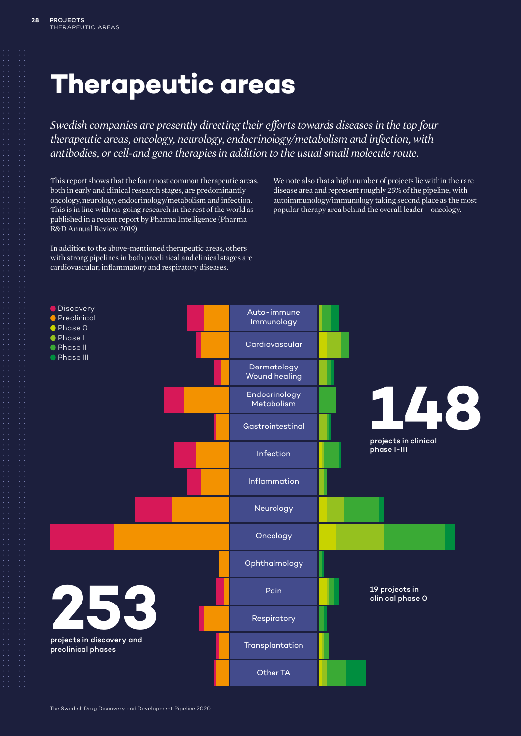# Therapeutic areas

*Swedish companies are presently directing their efforts towards diseases in the top four therapeutic areas, oncology, neurology, endocrinology/metabolism and infection, with antibodies, or cell-and gene therapies in addition to the usual small molecule route.*

This report shows that the four most common therapeutic areas, both in early and clinical research stages, are predominantly oncology, neurology, endocrinology/metabolism and infection. This is in line with on-going research in the rest of the world as published in a recent report by Pharma Intelligence (Pharma R&D Annual Review 2019)

In addition to the above-mentioned therapeutic areas, others with strong pipelines in both preclinical and clinical stages are cardiovascular, inflammatory and respiratory diseases.

We note also that a high number of projects lie within the rare disease area and represent roughly 25% of the pipeline, with autoimmunology/immunology taking second place as the most popular therapy area behind the overall leader – oncology.

- Discovery
- Preclinical
- Phase 0
- Phase I
- Phase II
- Phase III

Auto-immune Immunology

Cardiovascular

Dermatology Wound healing

Endocrinology Metabolism

Gastrointestinal

Infection

Inflammation

Neurology

Oncology

Ophthalmology

Pain

Respiratory

Transplantation

Other TA

**148** projects in clinical phase I-III

**19** projects in clinical phase 0

**253** projects in discovery and preclinical phases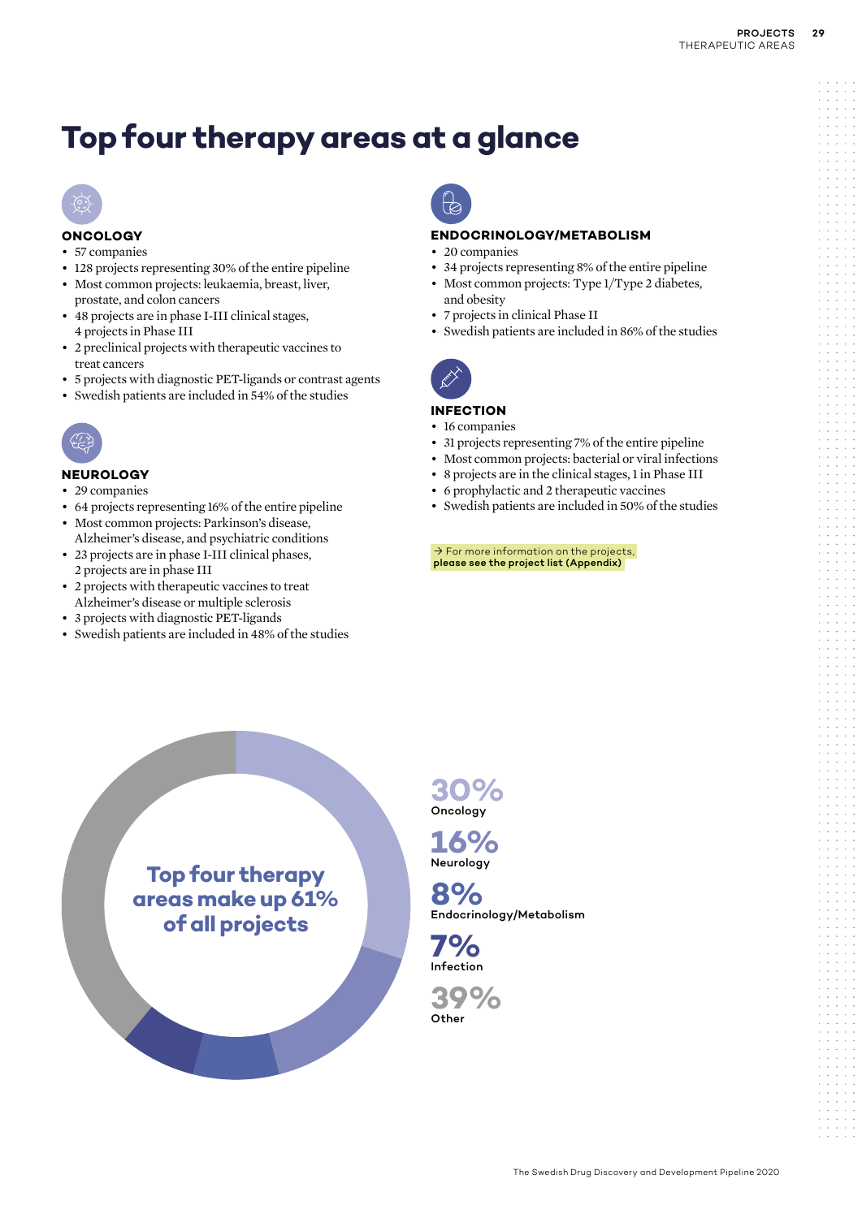# Top four therapy areas at a glance

### ONCOLOGY

- 57 companies
- 128 projects representing 30% of the entire pipeline
- Most common projects: leukaemia, breast, liver, prostate, and colon cancers
- 48 projects are in phase I-III clinical stages, 4 projects in Phase III
- 2 preclinical projects with therapeutic vaccines to treat cancers
- 5 projects with diagnostic PET-ligands or contrast agents
- Swedish patients are included in 54% of the studies

### NEUROLOGY

- 29 companies
- 64 projects representing 16% of the entire pipeline
- Most common projects: Parkinson's disease, Alzheimer's disease, and psychiatric conditions
- 23 projects are in phase I-III clinical phases, 2 projects are in phase III
- 2 projects with therapeutic vaccines to treat Alzheimer's disease or multiple sclerosis
- 3 projects with diagnostic PET-ligands
- Swedish patients are included in 48% of the studies

### ENDOCRINOLOGY/METABOLISM

- 20 companies
- 34 projects representing 8% of the entire pipeline
- Most common projects: Type 1/Type 2 diabetes, and obesity
- 7 projects in clinical Phase II
- Swedish patients are included in 86% of the studies

### INFECTION

- 16 companies
- 31 projects representing 7% of the entire pipeline
- Most common projects: bacterial or viral infections
- 8 projects are in the clinical stages, 1 in Phase III
- 6 prophylactic and 2 therapeutic vaccines
- Swedish patients are included in 50% of the studies

→ For more information on the projects, **please see the project list (Appendix)**

**Top four therapy areas make up 61% of all projects**

**30%** Oncology

**16%** Neurology

**8%** Endocrinology/Metabolism

**7%** Infection

**39%** Other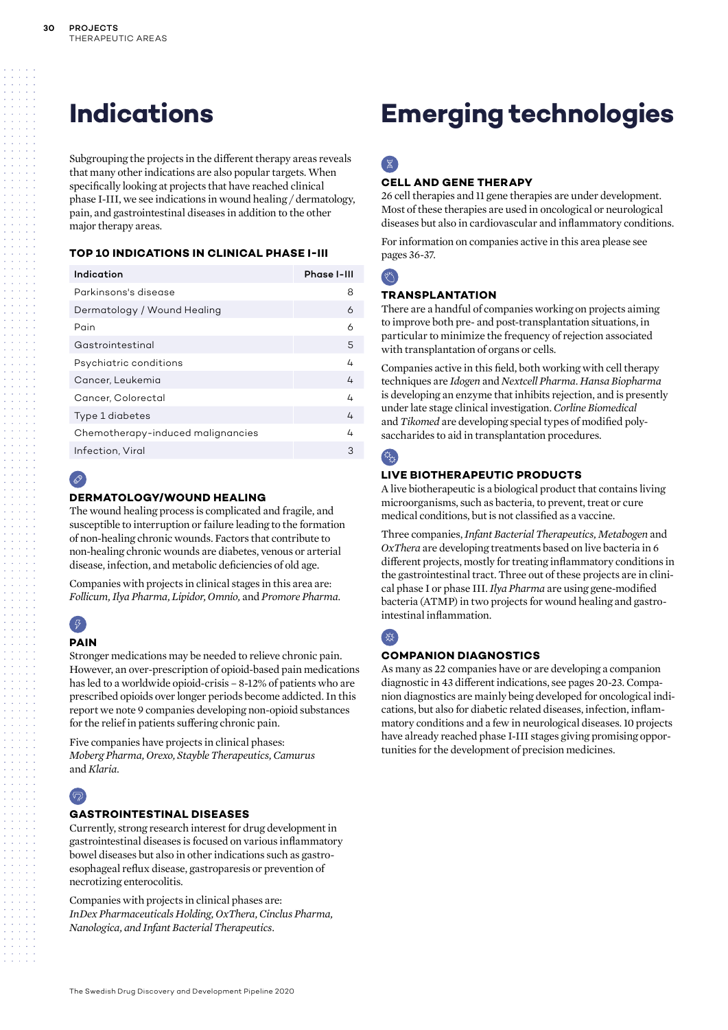# Indications

Subgrouping the projects in the different therapy areas reveals that many other indications are also popular targets. When specifically looking at projects that have reached clinical phase I-III, we see indications in wound healing / dermatology, pain, and gastrointestinal diseases in addition to the other major therapy areas.

### TOP 10 INDICATIONS IN CLINICAL PHASE I-III

| Indication | Phase I-III |
| --- | --- |
| Parkinsons's disease | 8 |
| Dermatology / Wound Healing | 6 |
| Pain | 6 |
| Gastrointestinal | 5 |
| Psychiatric conditions | 4 |
| Cancer, Leukemia | 4 |
| Cancer, Colorectal | 4 |
| Type 1 diabetes | 4 |
| Chemotherapy-induced malignancies | 4 |
| Infection, Viral | 3 |

### DERMATOLOGY/WOUND HEALING

The wound healing process is complicated and fragile, and susceptible to interruption or failure leading to the formation of non-healing chronic wounds. Factors that contribute to non-healing chronic wounds are diabetes, venous or arterial disease, infection, and metabolic deficiencies of old age.

Companies with projects in clinical stages in this area are: *Follicum, Ilya Pharma, Lipidor, Omnio,* and *Promore Pharma.*

### PAIN

Stronger medications may be needed to relieve chronic pain. However, an over-prescription of opioid-based pain medications has led to a worldwide opioid-crisis – 8-12% of patients who are prescribed opioids over longer periods become addicted. In this report we note 9 companies developing non-opioid substances for the relief in patients suffering chronic pain.

Five companies have projects in clinical phases: *Moberg Pharma, Orexo, Stayble Therapeutics, Camurus* and *Klaria.*

### GASTROINTESTINAL DISEASES

Currently, strong research interest for drug development in gastrointestinal diseases is focused on various inflammatory bowel diseases but also in other indications such as gastroesophageal reflux disease, gastroparesis or prevention of necrotizing enterocolitis.

Companies with projects in clinical phases are: *InDex Pharmaceuticals Holding, OxThera, Cinclus Pharma, Nanologica, and Infant Bacterial Therapeutics.*

# Emerging technologies

### CELL AND GENE THERAPY

26 cell therapies and 11 gene therapies are under development. Most of these therapies are used in oncological or neurological diseases but also in cardiovascular and inflammatory conditions.

For information on companies active in this area please see pages 36-37.

### TRANSPLANTATION

There are a handful of companies working on projects aiming to improve both pre- and post-transplantation situations, in particular to minimize the frequency of rejection associated with transplantation of organs or cells.

Companies active in this field, both working with cell therapy techniques are *Idogen* and *Nextcell Pharma*. *Hansa Biopharma* is developing an enzyme that inhibits rejection, and is presently under late stage clinical investigation. *Corline Biomedical* and *Tikomed* are developing special types of modified polysaccharides to aid in transplantation procedures.

### LIVE BIOTHERAPEUTIC PRODUCTS

A live biotherapeutic is a biological product that contains living microorganisms, such as bacteria, to prevent, treat or cure medical conditions, but is not classified as a vaccine.

Three companies, *Infant Bacterial Therapeutics, Metabogen* and *OxThera* are developing treatments based on live bacteria in 6 different projects, mostly for treating inflammatory conditions in the gastrointestinal tract. Three out of these projects are in clinical phase I or phase III. *Ilya Pharma* are using gene-modified bacteria (ATMP) in two projects for wound healing and gastrointestinal inflammation.

### COMPANION DIAGNOSTICS

As many as 22 companies have or are developing a companion diagnostic in 43 different indications, see pages 20-23. Companion diagnostics are mainly being developed for oncological indications, but also for diabetic related diseases, infection, inflammatory conditions and a few in neurological diseases. 10 projects have already reached phase I-III stages giving promising opportunities for the development of precision medicines.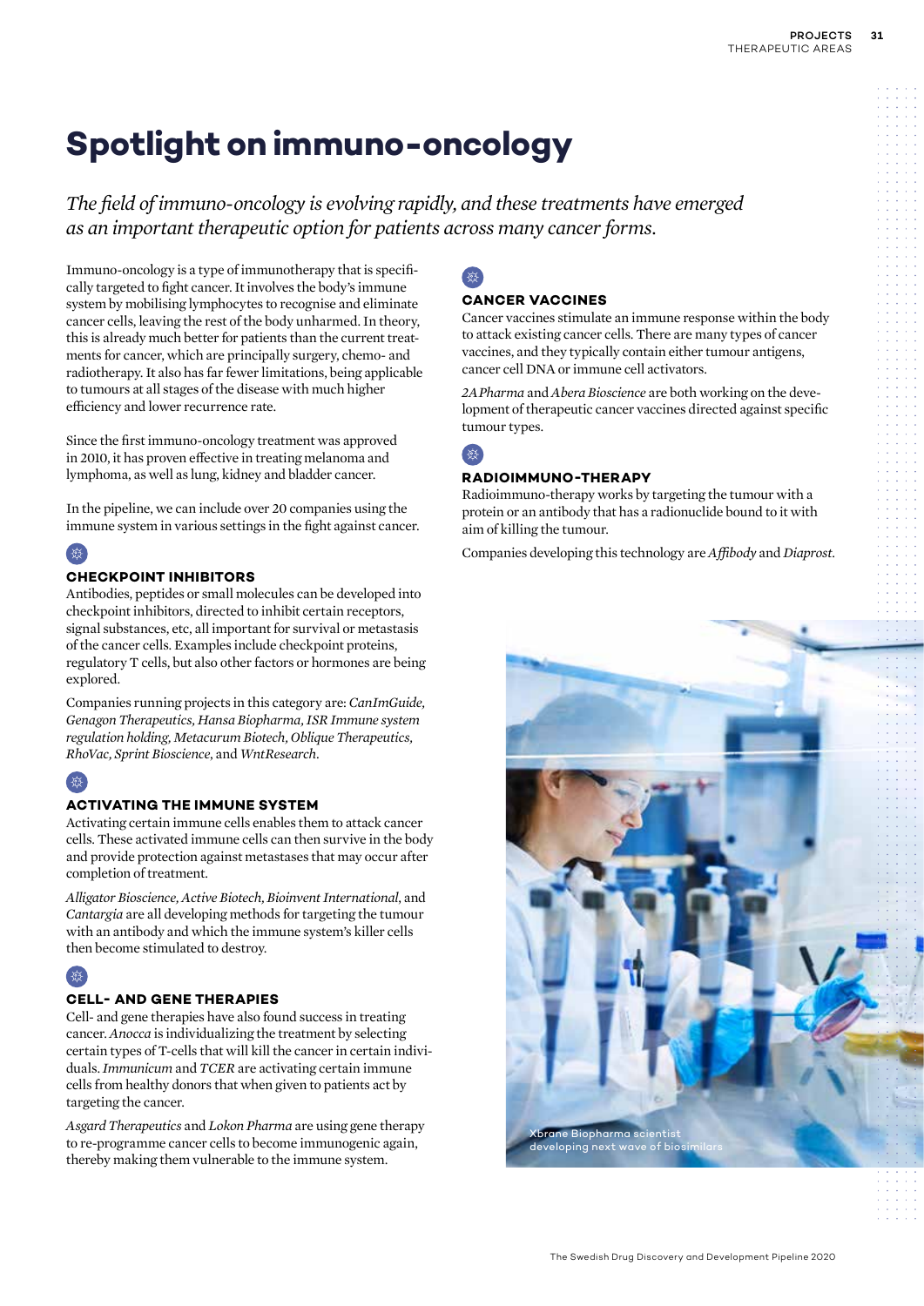# Spotlight on immuno-oncology

*The field of immuno-oncology is evolving rapidly, and these treatments have emerged as an important therapeutic option for patients across many cancer forms.*

Immuno-oncology is a type of immunotherapy that is specifically targeted to fight cancer. It involves the body's immune system by mobilising lymphocytes to recognise and eliminate cancer cells, leaving the rest of the body unharmed. In theory, this is already much better for patients than the current treatments for cancer, which are principally surgery, chemo- and radiotherapy. It also has far fewer limitations, being applicable to tumours at all stages of the disease with much higher efficiency and lower recurrence rate.

Since the first immuno-oncology treatment was approved in 2010, it has proven effective in treating melanoma and lymphoma, as well as lung, kidney and bladder cancer.

In the pipeline, we can include over 20 companies using the immune system in various settings in the fight against cancer.

### CHECKPOINT INHIBITORS

Antibodies, peptides or small molecules can be developed into checkpoint inhibitors, directed to inhibit certain receptors, signal substances, etc, all important for survival or metastasis of the cancer cells. Examples include checkpoint proteins, regulatory T cells, but also other factors or hormones are being explored.

Companies running projects in this category are: *CanImGuide, Genagon Therapeutics, Hansa Biopharma, ISR Immune system regulation holding, Metacurum Biotech, Oblique Therapeutics, RhoVac, Sprint Bioscience*, and *WntResearch*.

### ACTIVATING THE IMMUNE SYSTEM

Activating certain immune cells enables them to attack cancer cells. These activated immune cells can then survive in the body and provide protection against metastases that may occur after completion of treatment.

*Alligator Bioscience, Active Biotech, Bioinvent International*, and *Cantargia* are all developing methods for targeting the tumour with an antibody and which the immune system's killer cells then become stimulated to destroy.

### CELL- AND GENE THERAPIES

Cell- and gene therapies have also found success in treating cancer. *Anocca* is individualizing the treatment by selecting certain types of T-cells that will kill the cancer in certain individuals. *Immunicum* and *TCER* are activating certain immune cells from healthy donors that when given to patients act by targeting the cancer.

*Asgard Therapeutics* and *Lokon Pharma* are using gene therapy to re-programme cancer cells to become immunogenic again, thereby making them vulnerable to the immune system.

### CANCER VACCINES

Cancer vaccines stimulate an immune response within the body to attack existing cancer cells. There are many types of cancer vaccines, and they typically contain either tumour antigens, cancer cell DNA or immune cell activators.

*2A Pharma* and *Abera Bioscience* are both working on the development of therapeutic cancer vaccines directed against specific tumour types.

### RADIOIMMUNO-THERAPY

Radioimmuno-therapy works by targeting the tumour with a protein or an antibody that has a radionuclide bound to it with aim of killing the tumour.

Companies developing this technology are *Affibody* and *Diaprost*.

Xbrane Biopharma scientist developing next wave of biosimilars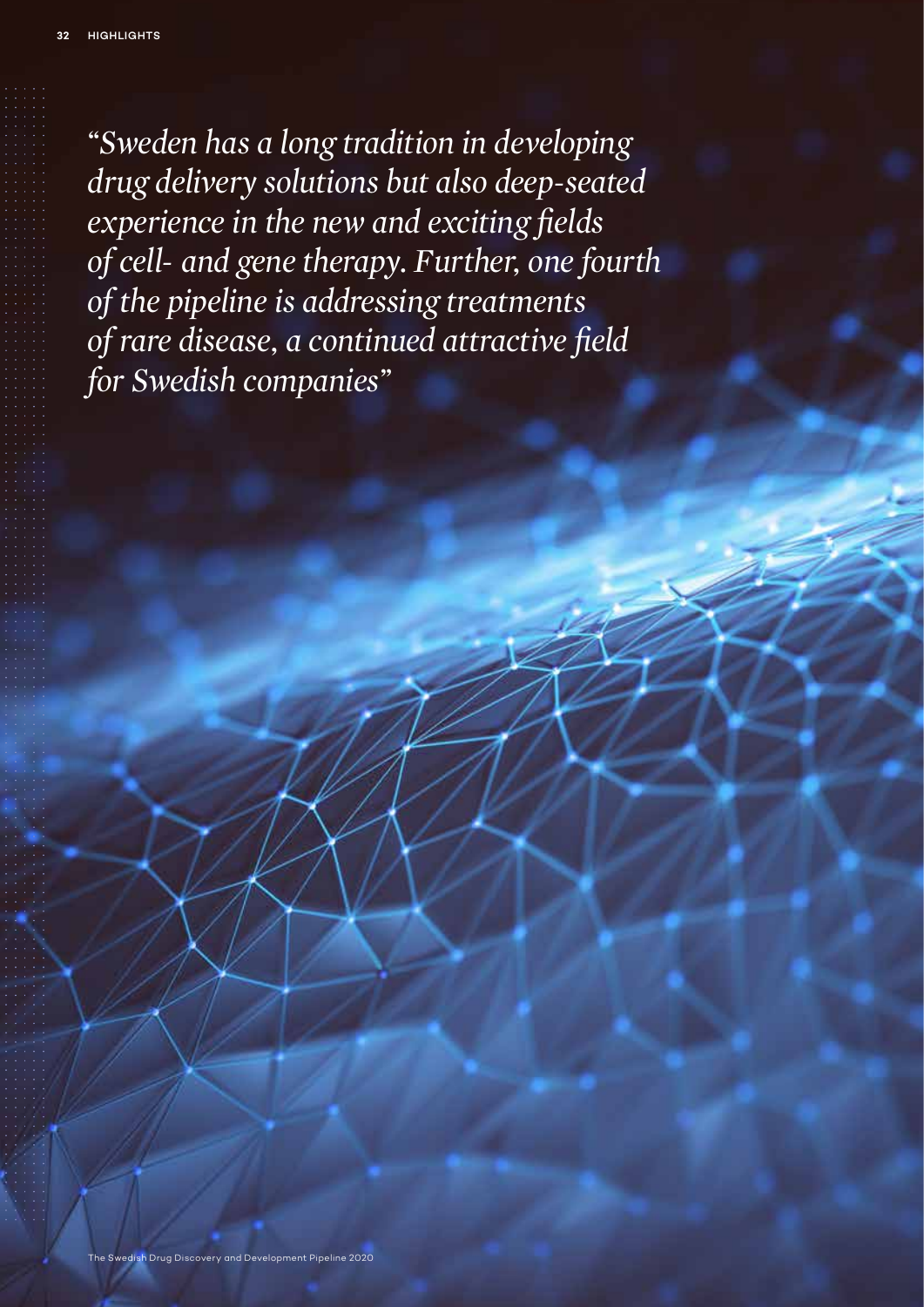*"Sweden has a long tradition in developing drug delivery solutions but also deep-seated experience in the new and exciting fields of cell- and gene therapy. Further, one fourth of the pipeline is addressing treatments of rare disease, a continued attractive field for Swedish companies"*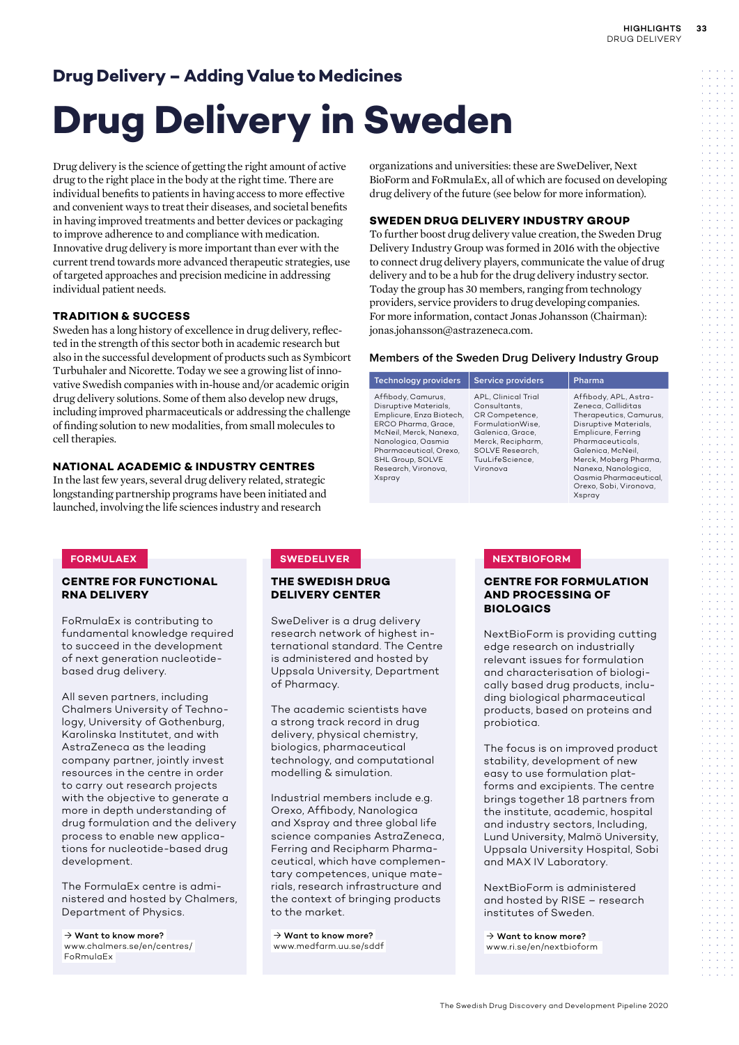## Drug Delivery – Adding Value to Medicines

# Drug Delivery in Sweden

Drug delivery is the science of getting the right amount of active drug to the right place in the body at the right time. There are individual benefits to patients in having access to more effective and convenient ways to treat their diseases, and societal benefits in having improved treatments and better devices or packaging to improve adherence to and compliance with medication. Innovative drug delivery is more important than ever with the current trend towards more advanced therapeutic strategies, use of targeted approaches and precision medicine in addressing individual patient needs.

### TRADITION & SUCCESS

Sweden has a long history of excellence in drug delivery, reflected in the strength of this sector both in academic research but also in the successful development of products such as Symbicort Turbuhaler and Nicorette. Today we see a growing list of innovative Swedish companies with in-house and/or academic origin drug delivery solutions. Some of them also develop new drugs, including improved pharmaceuticals or addressing the challenge of finding solution to new modalities, from small molecules to cell therapies.

### NATIONAL ACADEMIC & INDUSTRY CENTRES

In the last few years, several drug delivery related, strategic longstanding partnership programs have been initiated and launched, involving the life sciences industry and research organizations and universities: these are SweDeliver, Next BioForm and FoRmulaEx, all of which are focused on developing drug delivery of the future (see below for more information).

### SWEDEN DRUG DELIVERY INDUSTRY GROUP

To further boost drug delivery value creation, the Sweden Drug Delivery Industry Group was formed in 2016 with the objective to connect drug delivery players, communicate the value of drug delivery and to be a hub for the drug delivery industry sector. Today the group has 30 members, ranging from technology providers, service providers to drug developing companies. For more information, contact Jonas Johansson (Chairman): jonas.johansson@astrazeneca.com.

#### Members of the Sweden Drug Delivery Industry Group

| Technology providers | Service providers | Pharma |
|---|---|---|
| Affibody, Camurus, Disruptive Materials, Emplicure, Enza Biotech, ERCO Pharma, Grace, McNeil, Merck, Nanexa, Nanologica, Oasmia Pharmaceutical, Orexo, SHL Group, SOLVE Research, Vironova, Xspray | APL, Clinical Trial Consultants, CR Competence, FormulationWise, Galenica, Grace, Merck, Recipharm, SOLVE Research, TuuLifeScience, Vironova | Affibody, APL, AstraZeneca, Calliditas Therapeutics, Camurus, Disruptive Materials, Emplicure, Ferring Pharmaceuticals, Galenica, McNeil, Merck, Moberg Pharma, Nanexa, Nanologica, Oasmia Pharmaceutical, Orexo, Sobi, Vironova, Xspray |

---

**FORMULAEX**

#### CENTRE FOR FUNCTIONAL RNA DELIVERY

FoRmulaEx is contributing to fundamental knowledge required to succeed in the development of next generation nucleotide-based drug delivery.

All seven partners, including Chalmers University of Technology, University of Gothenburg, Karolinska Institutet, and with AstraZeneca as the leading company partner, jointly invest resources in the centre in order to carry out research projects with the objective to generate a more in depth understanding of drug formulation and the delivery process to enable new applications for nucleotide-based drug development.

The FormulaEx centre is administered and hosted by Chalmers, Department of Physics.

→ **Want to know more?**
www.chalmers.se/en/centres/FoRmulaEx

---

**SWEDELIVER**

#### THE SWEDISH DRUG DELIVERY CENTER

SweDeliver is a drug delivery research network of highest international standard. The Centre is administered and hosted by Uppsala University, Department of Pharmacy.

The academic scientists have a strong track record in drug delivery, physical chemistry, biologics, pharmaceutical technology, and computational modelling & simulation.

Industrial members include e.g. Orexo, Affibody, Nanologica and Xspray and three global life science companies AstraZeneca, Ferring and Recipharm Pharmaceutical, which have complementary competences, unique materials, research infrastructure and the context of bringing products to the market.

→ **Want to know more?**
www.medfarm.uu.se/sddf

---

**NEXTBIOFORM**

#### CENTRE FOR FORMULATION AND PROCESSING OF BIOLOGICS

NextBioForm is providing cutting edge research on industrially relevant issues for formulation and characterisation of biologically based drug products, including biological pharmaceutical products, based on proteins and probiotica.

The focus is on improved product stability, development of new easy to use formulation platforms and excipients. The centre brings together 18 partners from the institute, academic, hospital and industry sectors, Including, Lund University, Malmö University, Uppsala University Hospital, Sobi and MAX IV Laboratory.

NextBioForm is administered and hosted by RISE – research institutes of Sweden.

→ **Want to know more?**
www.ri.se/en/nextbioform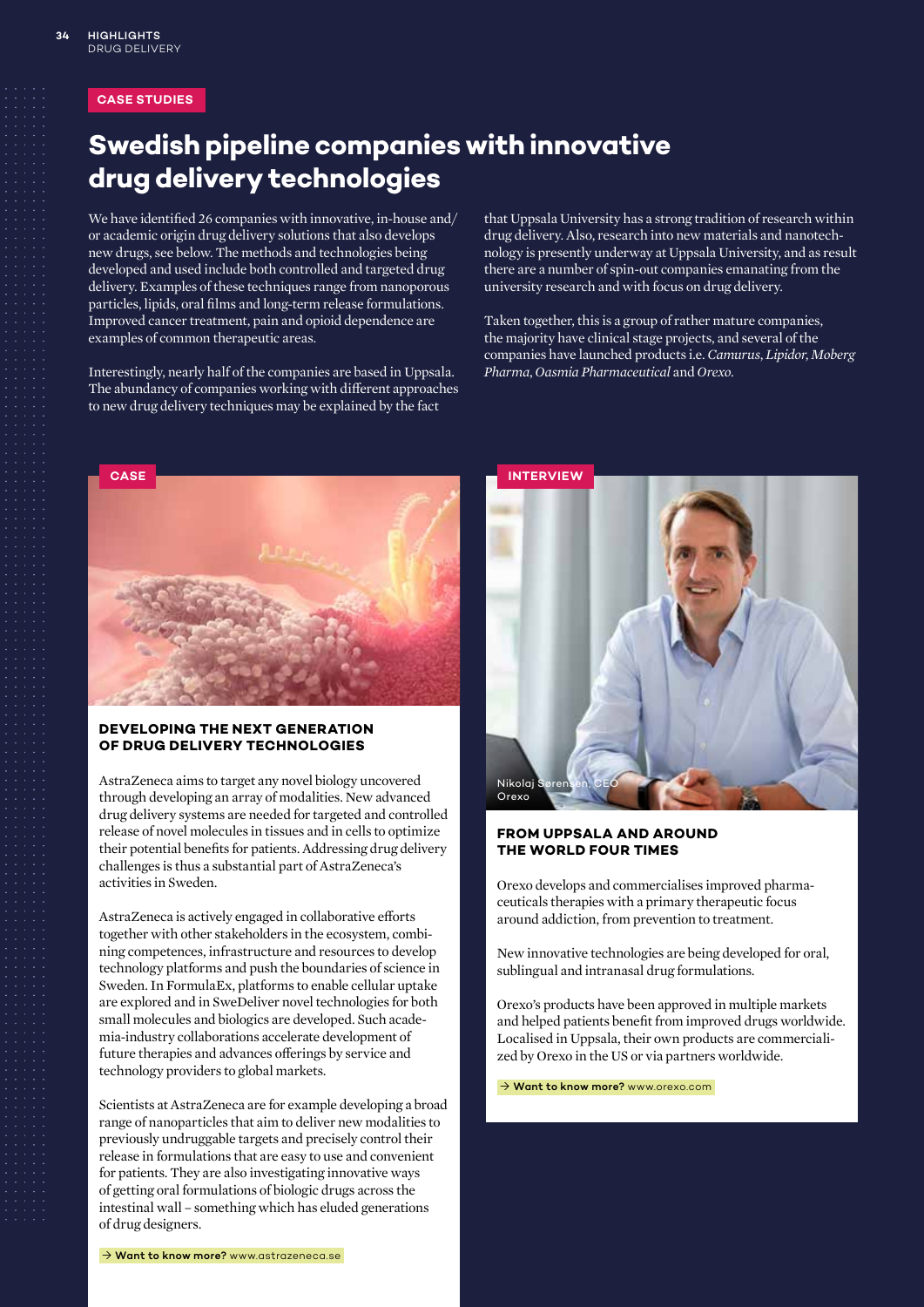CASE STUDIES

# Swedish pipeline companies with innovative drug delivery technologies

We have identified 26 companies with innovative, in-house and/or academic origin drug delivery solutions that also develops new drugs, see below. The methods and technologies being developed and used include both controlled and targeted drug delivery. Examples of these techniques range from nanoporous particles, lipids, oral films and long-term release formulations. Improved cancer treatment, pain and opioid dependence are examples of common therapeutic areas.

Interestingly, nearly half of the companies are based in Uppsala. The abundancy of companies working with different approaches to new drug delivery techniques may be explained by the fact that Uppsala University has a strong tradition of research within drug delivery. Also, research into new materials and nanotechnology is presently underway at Uppsala University, and as result there are a number of spin-out companies emanating from the university research and with focus on drug delivery.

Taken together, this is a group of rather mature companies, the majority have clinical stage projects, and several of the companies have launched products i.e. *Camurus*, *Lipidor*, *Moberg Pharma*, *Oasmia Pharmaceutical* and *Orexo*.

CASE

## DEVELOPING THE NEXT GENERATION OF DRUG DELIVERY TECHNOLOGIES

AstraZeneca aims to target any novel biology uncovered through developing an array of modalities. New advanced drug delivery systems are needed for targeted and controlled release of novel molecules in tissues and in cells to optimize their potential benefits for patients. Addressing drug delivery challenges is thus a substantial part of AstraZeneca's activities in Sweden.

AstraZeneca is actively engaged in collaborative efforts together with other stakeholders in the ecosystem, combining competences, infrastructure and resources to develop technology platforms and push the boundaries of science in Sweden. In FormulaEx, platforms to enable cellular uptake are explored and in SweDeliver novel technologies for both small molecules and biologics are developed. Such academia-industry collaborations accelerate development of future therapies and advances offerings by service and technology providers to global markets.

Scientists at AstraZeneca are for example developing a broad range of nanoparticles that aim to deliver new modalities to previously undruggable targets and precisely control their release in formulations that are easy to use and convenient for patients. They are also investigating innovative ways of getting oral formulations of biologic drugs across the intestinal wall – something which has eluded generations of drug designers.

→ **Want to know more?** www.astrazeneca.se

INTERVIEW

Nikolaj Sørensen, CEO Orexo

## FROM UPPSALA AND AROUND THE WORLD FOUR TIMES

Orexo develops and commercialises improved pharmaceuticals therapies with a primary therapeutic focus around addiction, from prevention to treatment.

New innovative technologies are being developed for oral, sublingual and intranasal drug formulations.

Orexo's products have been approved in multiple markets and helped patients benefit from improved drugs worldwide. Localised in Uppsala, their own products are commercialized by Orexo in the US or via partners worldwide.

→ **Want to know more?** www.orexo.com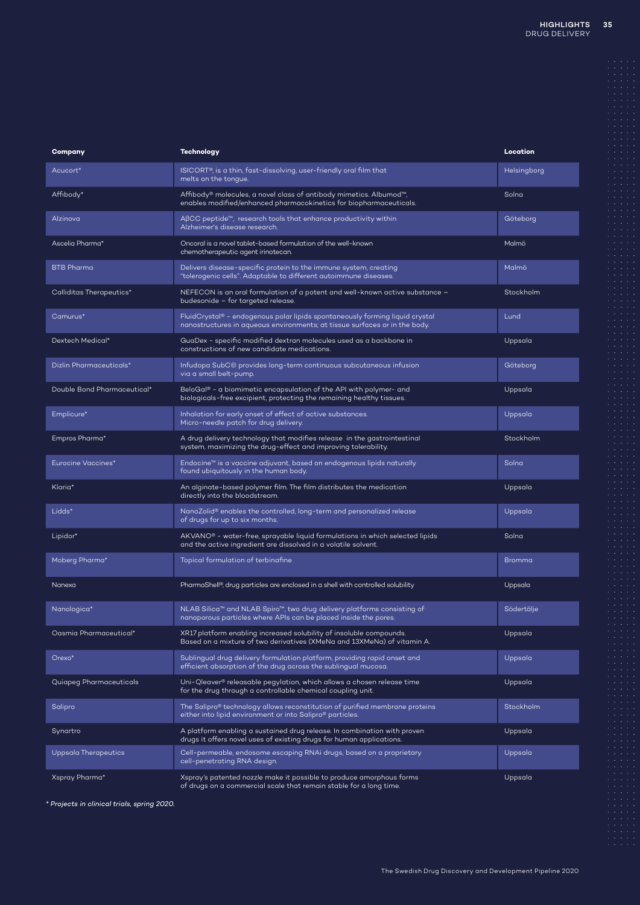| Company | Technology | Location |
|---|---|---|
| Acucort* | ISICORT®, is a thin, fast-dissolving, user-friendly oral film that melts on the tongue. | Helsingborg |
| Affibody* | Affibody® molecules, a novel class of antibody mimetics. Albumod™, enables modified/enhanced pharmacokinetics for biopharmaceuticals. | Solna |
| Alzinova | AβCC peptide™, research tools that enhance productivity within Alzheimer's disease research. | Göteborg |
| Ascelia Pharma* | Oncoral is a novel tablet-based formulation of the well-known chemotherapeutic agent irinotecan. | Malmö |
| BTB Pharma | Delivers disease-specific protein to the immune system, creating "tolerogenic cells". Adaptable to different autoimmune diseases. | Malmö |
| Calliditas Therapeutics* | NEFECON is an oral formulation of a potent and well-known active substance – budesonide – for targeted release. | Stockholm |
| Camurus* | FluidCrystal® - endogenous polar lipids spontaneously forming liquid crystal nanostructures in aqueous environments; at tissue surfaces or in the body. | Lund |
| Dextech Medical* | GuaDex - specific modified dextran molecules used as a backbone in constructions of new candidate medications. | Uppsala |
| Dizlin Pharmaceuticals* | Infudopa SubC© provides long-term continuous subcutaneous infusion via a small belt-pump. | Göteborg |
| Double Bond Pharmaceutical* | BeloGal® - a biomimetic encapsulation of the API with polymer- and biologicals-free excipient, protecting the remaining healthy tissues. | Uppsala |
| Emplicure* | Inhalation for early onset of effect of active substances. Micro-needle patch for drug delivery. | Uppsala |
| Empros Pharma* | A drug delivery technology that modifies release in the gastrointestinal system, maximizing the drug-effect and improving tolerability. | Stockholm |
| Eurocine Vaccines* | Endocine™ is a vaccine adjuvant, based on endogenous lipids naturally found ubiquitously in the human body. | Solna |
| Klaria* | An alginate-based polymer film. The film distributes the medication directly into the bloodstream. | Uppsala |
| Lidds* | NanoZolid® enables the controlled, long-term and personalized release of drugs for up to six months. | Uppsala |
| Lipidor* | AKVANO® - water-free, sprayable liquid formulations in which selected lipids and the active ingredient are dissolved in a volatile solvent. | Solna |
| Moberg Pharma* | Topical formulation of terbinafine | Bromma |
| Nanexa | PharmaShell®, drug particles are enclosed in a shell with controlled solubility | Uppsala |
| Nanologica* | NLAB Silica™ and NLAB Spiro™, two drug delivery platforms consisting of nanoporous particles where APIs can be placed inside the pores. | Södertälje |
| Oasmia Pharmaceutical* | XR17 platform enabling increased solubility of insoluble compounds. Based on a mixture of two derivatives (XMeNa and 13XMeNa) of vitamin A. | Uppsala |
| Orexo* | Sublingual drug delivery formulation platform, providing rapid onset and efficient absorption of the drug across the sublingual mucosa. | Uppsala |
| Quiapeg Pharmaceuticals | Uni-Qleaver® releasable pegylation, which allows a chosen release time for the drug through a controllable chemical coupling unit. | Uppsala |
| Salipro | The Salipro® technology allows reconstitution of purified membrane proteins either into lipid environment or into Salipro® particles. | Stockholm |
| Synartro | A platform enabling a sustained drug release. In combination with proven drugs it offers novel uses of existing drugs for human applications. | Uppsala |
| Uppsala Therapeutics | Cell-permeable, endosome escaping RNAi drugs, based on a proprietary cell-penetrating RNA design. | Uppsala |
| Xspray Pharma* | Xspray's patented nozzle make it possible to produce amorphous forms of drugs on a commercial scale that remain stable for a long time. | Uppsala |

*\* Projects in clinical trials, spring 2020.*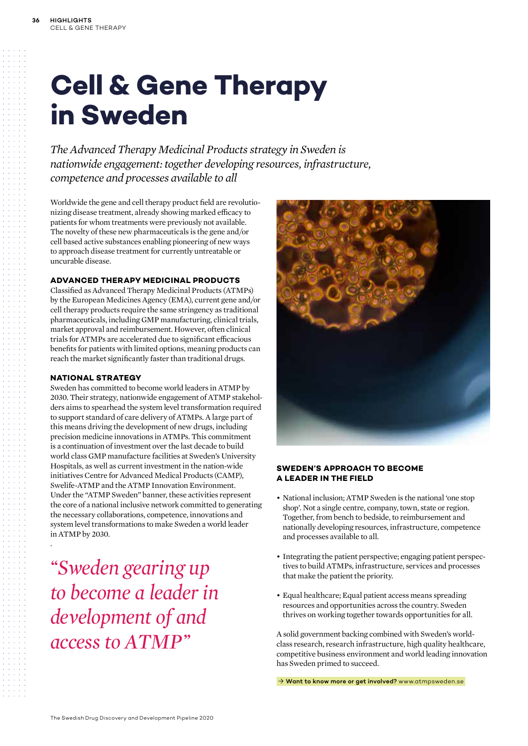# Cell & Gene Therapy in Sweden

*The Advanced Therapy Medicinal Products strategy in Sweden is nationwide engagement: together developing resources, infrastructure, competence and processes available to all*

Worldwide the gene and cell therapy product field are revolutionizing disease treatment, already showing marked efficacy to patients for whom treatments were previously not available. The novelty of these new pharmaceuticals is the gene and/or cell based active substances enabling pioneering of new ways to approach disease treatment for currently untreatable or uncurable disease.

### ADVANCED THERAPY MEDICINAL PRODUCTS

Classified as Advanced Therapy Medicinal Products (ATMPs) by the European Medicines Agency (EMA), current gene and/or cell therapy products require the same stringency as traditional pharmaceuticals, including GMP manufacturing, clinical trials, market approval and reimbursement. However, often clinical trials for ATMPs are accelerated due to significant efficacious benefits for patients with limited options, meaning products can reach the market significantly faster than traditional drugs.

### NATIONAL STRATEGY

Sweden has committed to become world leaders in ATMP by 2030. Their strategy, nationwide engagement of ATMP stakeholders aims to spearhead the system level transformation required to support standard of care delivery of ATMPs. A large part of this means driving the development of new drugs, including precision medicine innovations in ATMPs. This commitment is a continuation of investment over the last decade to build world class GMP manufacture facilities at Sweden's University Hospitals, as well as current investment in the nation-wide initiatives Centre for Advanced Medical Products (CAMP), Swelife-ATMP and the ATMP Innovation Environment. Under the "ATMP Sweden" banner, these activities represent the core of a national inclusive network committed to generating the necessary collaborations, competence, innovations and system level transformations to make Sweden a world leader in ATMP by 2030.

*"Sweden gearing up to become a leader in development of and access to ATMP"*

### SWEDEN'S APPROACH TO BECOME A LEADER IN THE FIELD

- National inclusion; ATMP Sweden is the national 'one stop shop'. Not a single centre, company, town, state or region. Together, from bench to bedside, to reimbursement and nationally developing resources, infrastructure, competence and processes available to all.
- Integrating the patient perspective; engaging patient perspectives to build ATMPs, infrastructure, services and processes that make the patient the priority.
- Equal healthcare; Equal patient access means spreading resources and opportunities across the country. Sweden thrives on working together towards opportunities for all.

A solid government backing combined with Sweden's world-class research, research infrastructure, high quality healthcare, competitive business environment and world leading innovation has Sweden primed to succeed.

→ **Want to know more or get involved?** www.atmpsweden.se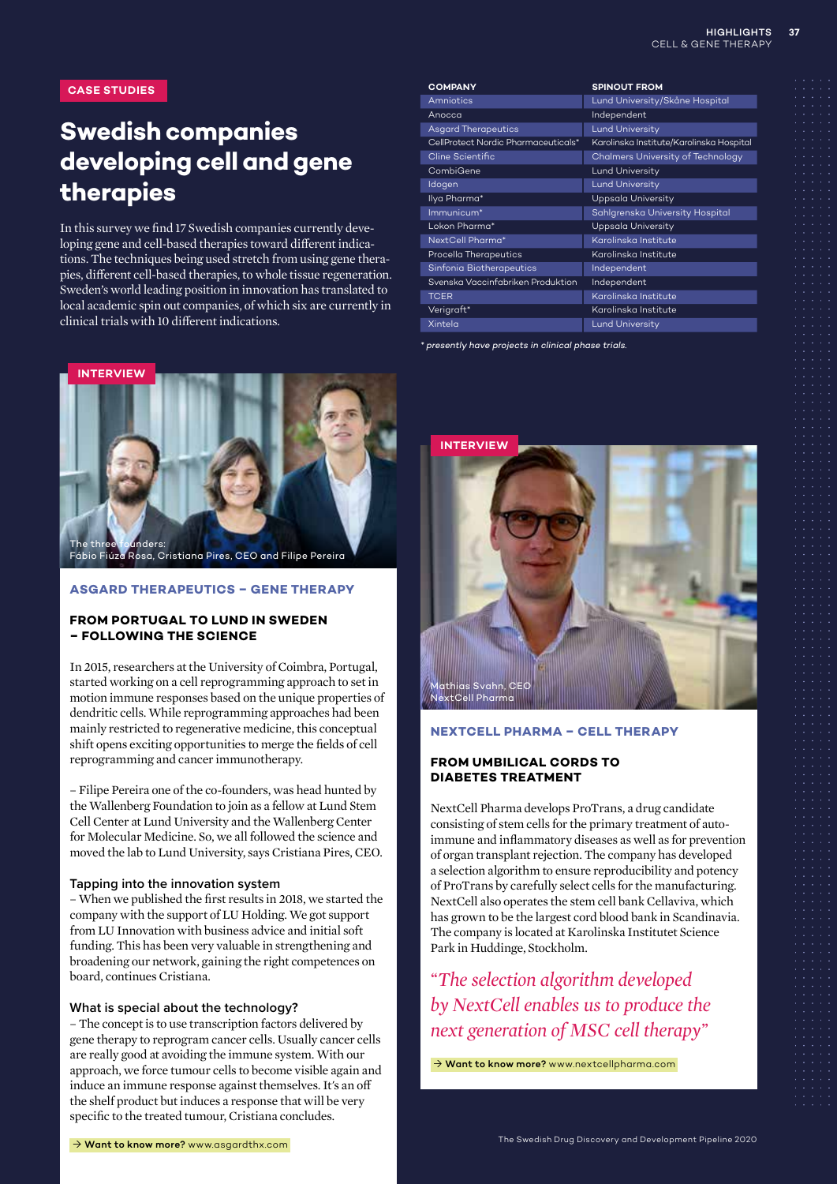CASE STUDIES

# Swedish companies developing cell and gene therapies

In this survey we find 17 Swedish companies currently developing gene and cell-based therapies toward different indications. The techniques being used stretch from using gene therapies, different cell-based therapies, to whole tissue regeneration. Sweden's world leading position in innovation has translated to local academic spin out companies, of which six are currently in clinical trials with 10 different indications.

| COMPANY | SPINOUT FROM |
|---|---|
| Amniotics | Lund University/Skåne Hospital |
| Anocca | Independent |
| Asgard Therapeutics | Lund University |
| CellProtect Nordic Pharmaceuticals* | Karolinska Institute/Karolinska Hospital |
| Cline Scientific | Chalmers University of Technology |
| CombiGene | Lund University |
| Idogen | Lund University |
| Ilya Pharma* | Uppsala University |
| Immunicum* | Sahlgrenska University Hospital |
| Lokon Pharma* | Uppsala University |
| NextCell Pharma* | Karolinska Institute |
| Procella Therapeutics | Karolinska Institute |
| Sinfonia Biotherapeutics | Independent |
| Svenska Vaccinfabriken Produktion | Independent |
| TCER | Karolinska Institute |
| Verigraft* | Karolinska Institute |
| Xintela | Lund University |

*\* presently have projects in clinical phase trials.*

INTERVIEW

The three founders: Fábio Fiúza Rosa, Cristiana Pires, CEO and Filipe Pereira

## ASGARD THERAPEUTICS – GENE THERAPY

### FROM PORTUGAL TO LUND IN SWEDEN – FOLLOWING THE SCIENCE

In 2015, researchers at the University of Coimbra, Portugal, started working on a cell reprogramming approach to set in motion immune responses based on the unique properties of dendritic cells. While reprogramming approaches had been mainly restricted to regenerative medicine, this conceptual shift opens exciting opportunities to merge the fields of cell reprogramming and cancer immunotherapy.

– Filipe Pereira one of the co-founders, was head hunted by the Wallenberg Foundation to join as a fellow at Lund Stem Cell Center at Lund University and the Wallenberg Center for Molecular Medicine. So, we all followed the science and moved the lab to Lund University, says Cristiana Pires, CEO.

#### Tapping into the innovation system

– When we published the first results in 2018, we started the company with the support of LU Holding. We got support from LU Innovation with business advice and initial soft funding. This has been very valuable in strengthening and broadening our network, gaining the right competences on board, continues Cristiana.

#### What is special about the technology?

– The concept is to use transcription factors delivered by gene therapy to reprogram cancer cells. Usually cancer cells are really good at avoiding the immune system. With our approach, we force tumour cells to become visible again and induce an immune response against themselves. It's an off the shelf product but induces a response that will be very specific to the treated tumour, Cristiana concludes.

→ **Want to know more?** www.asgardthx.com

INTERVIEW

Mathias Svahn, CEO NextCell Pharma

## NEXTCELL PHARMA – CELL THERAPY

### FROM UMBILICAL CORDS TO DIABETES TREATMENT

NextCell Pharma develops ProTrans, a drug candidate consisting of stem cells for the primary treatment of autoimmune and inflammatory diseases as well as for prevention of organ transplant rejection. The company has developed a selection algorithm to ensure reproducibility and potency of ProTrans by carefully select cells for the manufacturing. NextCell also operates the stem cell bank Cellaviva, which has grown to be the largest cord blood bank in Scandinavia. The company is located at Karolinska Institutet Science Park in Huddinge, Stockholm.

*"The selection algorithm developed by NextCell enables us to produce the next generation of MSC cell therapy"*

→ **Want to know more?** www.nextcellpharma.com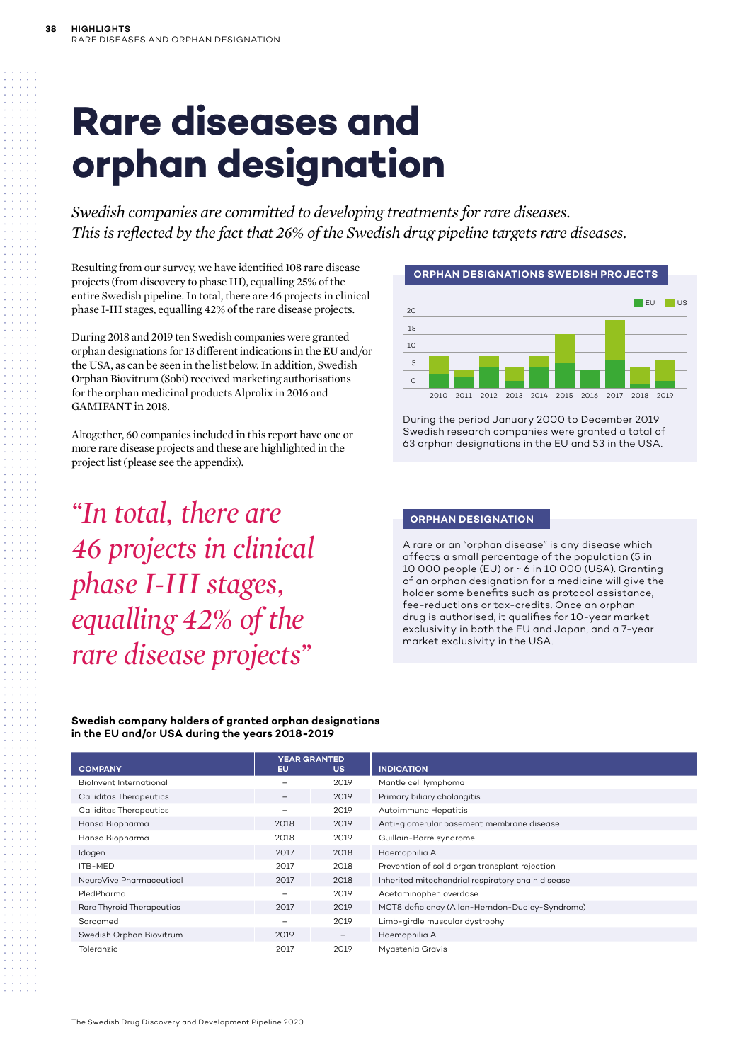# Rare diseases and orphan designation

*Swedish companies are committed to developing treatments for rare diseases. This is reflected by the fact that 26% of the Swedish drug pipeline targets rare diseases.*

Resulting from our survey, we have identified 108 rare disease projects (from discovery to phase III), equalling 25% of the entire Swedish pipeline. In total, there are 46 projects in clinical phase I-III stages, equalling 42% of the rare disease projects.

During 2018 and 2019 ten Swedish companies were granted orphan designations for 13 different indications in the EU and/or the USA, as can be seen in the list below. In addition, Swedish Orphan Biovitrum (Sobi) received marketing authorisations for the orphan medicinal products Alprolix in 2016 and GAMIFANT in 2018.

Altogether, 60 companies included in this report have one or more rare disease projects and these are highlighted in the project list (please see the appendix).

*"In total, there are 46 projects in clinical phase I-III stages, equalling 42% of the rare disease projects"*

## ORPHAN DESIGNATIONS SWEDISH PROJECTS

During the period January 2000 to December 2019 Swedish research companies were granted a total of 63 orphan designations in the EU and 53 in the USA.

## ORPHAN DESIGNATION

A rare or an "orphan disease" is any disease which affects a small percentage of the population (5 in 10 000 people (EU) or ~ 6 in 10 000 (USA). Granting of an orphan designation for a medicine will give the holder some benefits such as protocol assistance, fee-reductions or tax-credits. Once an orphan drug is authorised, it qualifies for 10-year market exclusivity in both the EU and Japan, and a 7-year market exclusivity in the USA.

**Swedish company holders of granted orphan designations in the EU and/or USA during the years 2018-2019**

| COMPANY | YEAR GRANTED EU | YEAR GRANTED US | INDICATION |
|---|---|---|---|
| BioInvent International | – | 2019 | Mantle cell lymphoma |
| Calliditas Therapeutics | – | 2019 | Primary biliary cholangitis |
| Calliditas Therapeutics | – | 2019 | Autoimmune Hepatitis |
| Hansa Biopharma | 2018 | 2019 | Anti-glomerular basement membrane disease |
| Hansa Biopharma | 2018 | 2019 | Guillain-Barré syndrome |
| Idogen | 2017 | 2018 | Haemophilia A |
| ITB-MED | 2017 | 2018 | Prevention of solid organ transplant rejection |
| NeuroVive Pharmaceutical | 2017 | 2018 | Inherited mitochondrial respiratory chain disease |
| PledPharma | – | 2019 | Acetaminophen overdose |
| Rare Thyroid Therapeutics | 2017 | 2019 | MCT8 deficiency (Allan-Herndon-Dudley-Syndrome) |
| Sarcomed | – | 2019 | Limb-girdle muscular dystrophy |
| Swedish Orphan Biovitrum | 2019 | – | Haemophilia A |
| Toleranzia | 2017 | 2019 | Myastenia Gravis |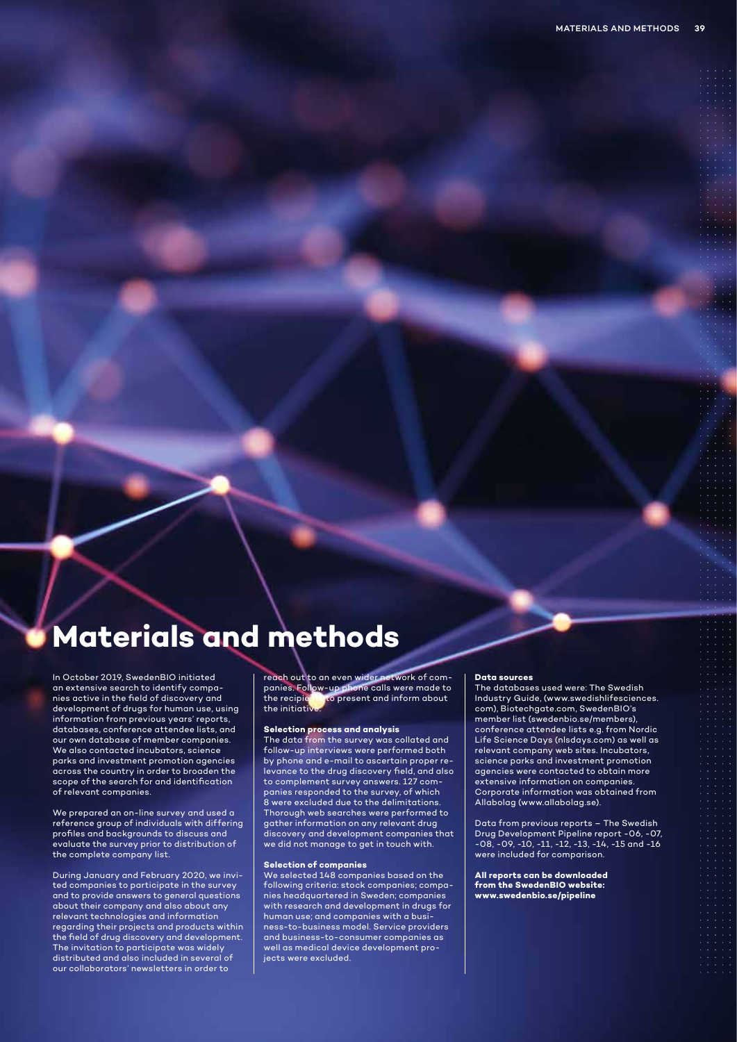# Materials and methods

In October 2019, SwedenBIO initiated an extensive search to identify companies active in the field of discovery and development of drugs for human use, using information from previous years' reports, databases, conference attendee lists, and our own database of member companies. We also contacted incubators, science parks and investment promotion agencies across the country in order to broaden the scope of the search for and identification of relevant companies.

We prepared an on-line survey and used a reference group of individuals with differing profiles and backgrounds to discuss and evaluate the survey prior to distribution of the complete company list.

During January and February 2020, we invited companies to participate in the survey and to provide answers to general questions about their company and also about any relevant technologies and information regarding their projects and products within the field of drug discovery and development. The invitation to participate was widely distributed and also included in several of our collaborators' newsletters in order to reach out to an even wider network of companies. Follow-up phone calls were made to the recipients to present and inform about the initiative.

### Selection process and analysis

The data from the survey was collated and follow-up interviews were performed both by phone and e-mail to ascertain proper relevance to the drug discovery field, and also to complement survey answers. 127 companies responded to the survey, of which 8 were excluded due to the delimitations. Thorough web searches were performed to gather information on any relevant drug discovery and development companies that we did not manage to get in touch with.

### Selection of companies

We selected 148 companies based on the following criteria: stock companies; companies headquartered in Sweden; companies with research and development in drugs for human use; and companies with a business-to-business model. Service providers and business-to-consumer companies as well as medical device development projects were excluded.

### Data sources

The databases used were: The Swedish Industry Guide, (www.swedishlifesciences.com), Biotechgate.com, SwedenBIO's member list (swedenbio.se/members), conference attendee lists e.g. from Nordic Life Science Days (nlsdays.com) as well as relevant company web sites. Incubators, science parks and investment promotion agencies were contacted to obtain more extensive information on companies. Corporate information was obtained from Allabolag (www.allabolag.se).

Data from previous reports – The Swedish Drug Development Pipeline report -06, -07, -08, -09, -10, -11, -12, -13, -14, -15 and -16 were included for comparison.

**All reports can be downloaded from the SwedenBIO website: www.swedenbio.se/pipeline**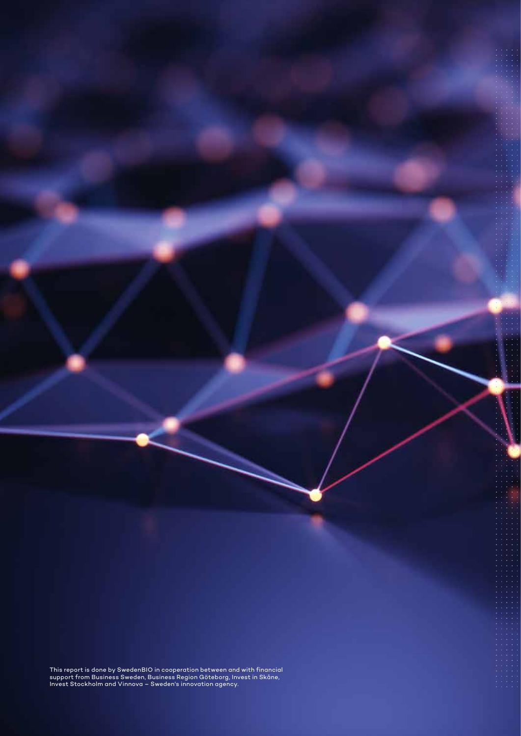This report is done by SwedenBIO in cooperation between and with financial support from Business Sweden, Business Region Göteborg, Invest in Skåne, Invest Stockholm and Vinnova – Sweden's innovation agency.